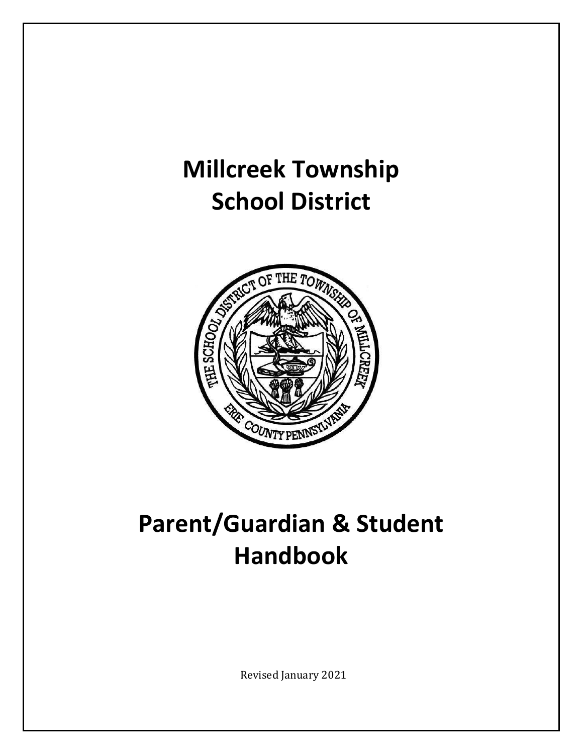# Millcreek Township School District

# Parent/Guardian & Student Handbook

Revised January 2021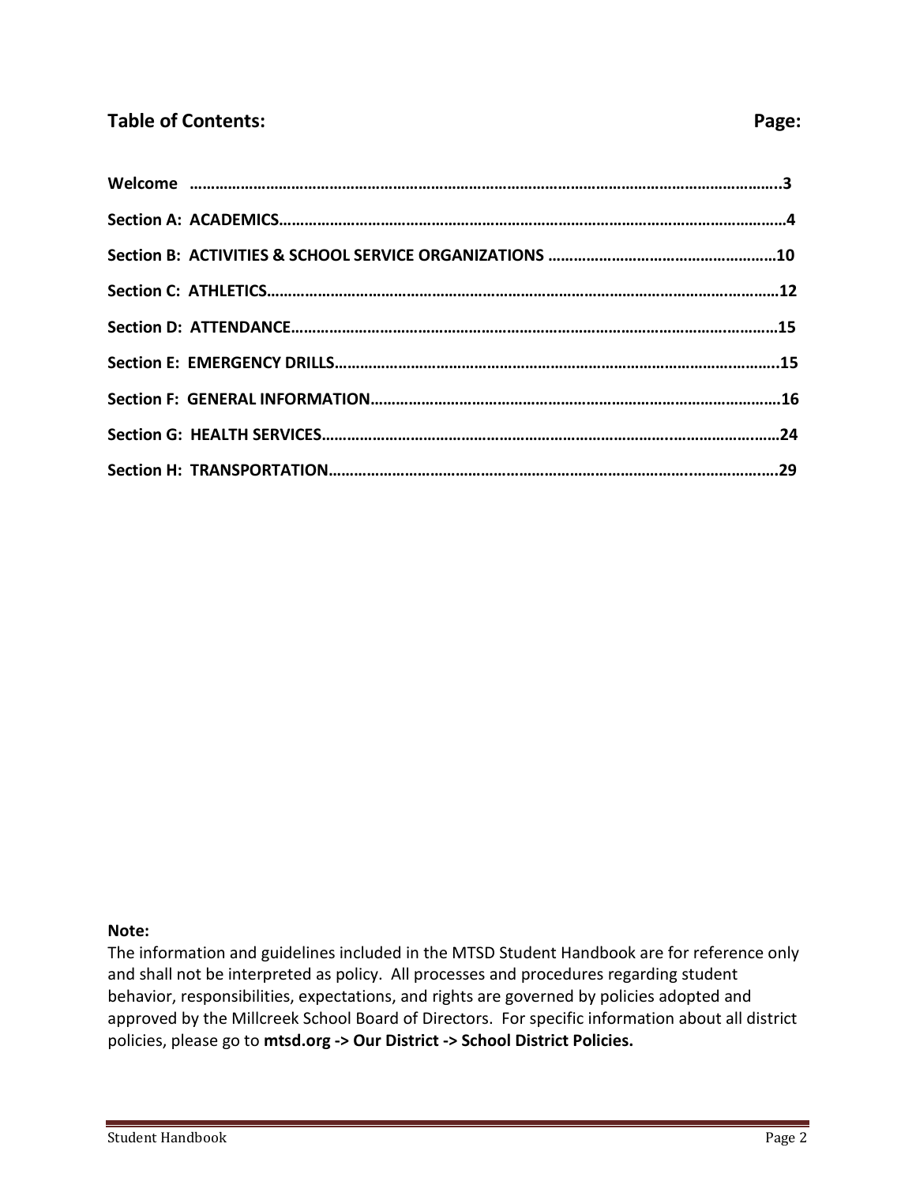## Table of Contents:

| Section | Page: |
|---|---|
| **Welcome** | **3** |
| **Section A: ACADEMICS** | **4** |
| **Section B: ACTIVITIES & SCHOOL SERVICE ORGANIZATIONS** | **10** |
| **Section C: ATHLETICS** | **12** |
| **Section D: ATTENDANCE** | **15** |
| **Section E: EMERGENCY DRILLS** | **15** |
| **Section F: GENERAL INFORMATION** | **16** |
| **Section G: HEALTH SERVICES** | **24** |
| **Section H: TRANSPORTATION** | **29** |

**Note:**
The information and guidelines included in the MTSD Student Handbook are for reference only and shall not be interpreted as policy. All processes and procedures regarding student behavior, responsibilities, expectations, and rights are governed by policies adopted and approved by the Millcreek School Board of Directors. For specific information about all district policies, please go to **mtsd.org -> Our District -> School District Policies.**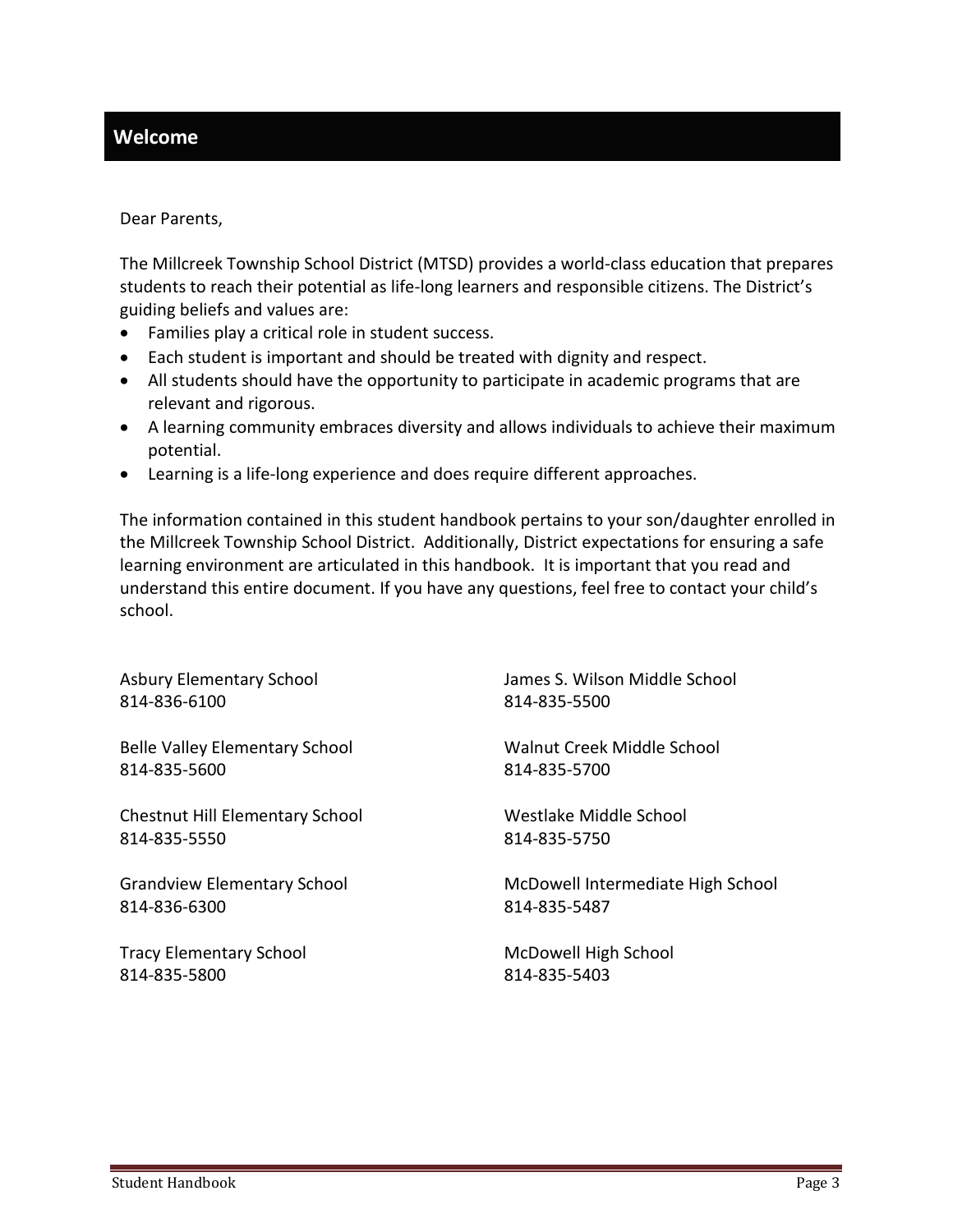## Welcome

Dear Parents,

The Millcreek Township School District (MTSD) provides a world-class education that prepares students to reach their potential as life-long learners and responsible citizens. The District's guiding beliefs and values are:

- Families play a critical role in student success.
- Each student is important and should be treated with dignity and respect.
- All students should have the opportunity to participate in academic programs that are relevant and rigorous.
- A learning community embraces diversity and allows individuals to achieve their maximum potential.
- Learning is a life-long experience and does require different approaches.

The information contained in this student handbook pertains to your son/daughter enrolled in the Millcreek Township School District. Additionally, District expectations for ensuring a safe learning environment are articulated in this handbook. It is important that you read and understand this entire document. If you have any questions, feel free to contact your child's school.

Asbury Elementary School
814-836-6100

Belle Valley Elementary School
814-835-5600

Chestnut Hill Elementary School
814-835-5550

Grandview Elementary School
814-836-6300

Tracy Elementary School
814-835-5800

James S. Wilson Middle School
814-835-5500

Walnut Creek Middle School
814-835-5700

Westlake Middle School
814-835-5750

McDowell Intermediate High School
814-835-5487

McDowell High School
814-835-5403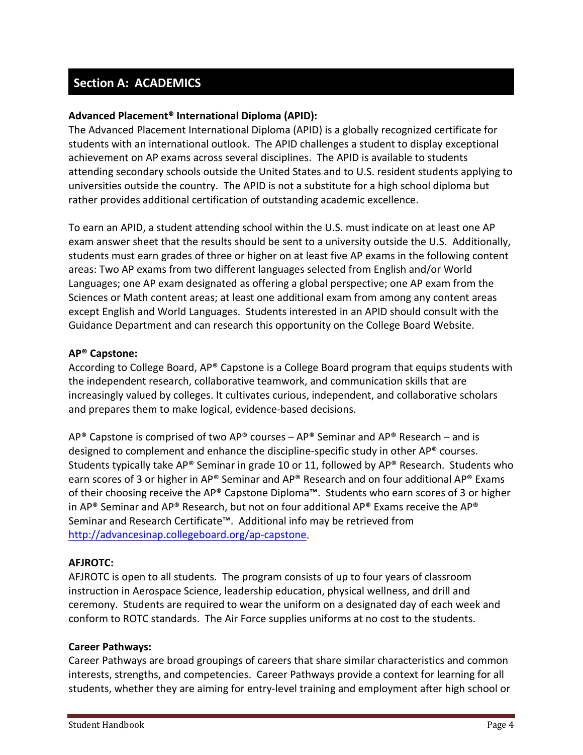## Section A: ACADEMICS

**Advanced Placement® International Diploma (APID):**
The Advanced Placement International Diploma (APID) is a globally recognized certificate for students with an international outlook. The APID challenges a student to display exceptional achievement on AP exams across several disciplines. The APID is available to students attending secondary schools outside the United States and to U.S. resident students applying to universities outside the country. The APID is not a substitute for a high school diploma but rather provides additional certification of outstanding academic excellence.

To earn an APID, a student attending school within the U.S. must indicate on at least one AP exam answer sheet that the results should be sent to a university outside the U.S. Additionally, students must earn grades of three or higher on at least five AP exams in the following content areas: Two AP exams from two different languages selected from English and/or World Languages; one AP exam designated as offering a global perspective; one AP exam from the Sciences or Math content areas; at least one additional exam from among any content areas except English and World Languages. Students interested in an APID should consult with the Guidance Department and can research this opportunity on the College Board Website.

**AP® Capstone:**
According to College Board, AP® Capstone is a College Board program that equips students with the independent research, collaborative teamwork, and communication skills that are increasingly valued by colleges. It cultivates curious, independent, and collaborative scholars and prepares them to make logical, evidence-based decisions.

AP® Capstone is comprised of two AP® courses – AP® Seminar and AP® Research – and is designed to complement and enhance the discipline-specific study in other AP® courses. Students typically take AP® Seminar in grade 10 or 11, followed by AP® Research. Students who earn scores of 3 or higher in AP® Seminar and AP® Research and on four additional AP® Exams of their choosing receive the AP® Capstone Diploma™. Students who earn scores of 3 or higher in AP® Seminar and AP® Research, but not on four additional AP® Exams receive the AP® Seminar and Research Certificate™. Additional info may be retrieved from [http://advancesinap.collegeboard.org/ap-capstone](http://advancesinap.collegeboard.org/ap-capstone).

**AFJROTC:**
AFJROTC is open to all students. The program consists of up to four years of classroom instruction in Aerospace Science, leadership education, physical wellness, and drill and ceremony. Students are required to wear the uniform on a designated day of each week and conform to ROTC standards. The Air Force supplies uniforms at no cost to the students.

**Career Pathways:**
Career Pathways are broad groupings of careers that share similar characteristics and common interests, strengths, and competencies. Career Pathways provide a context for learning for all students, whether they are aiming for entry-level training and employment after high school or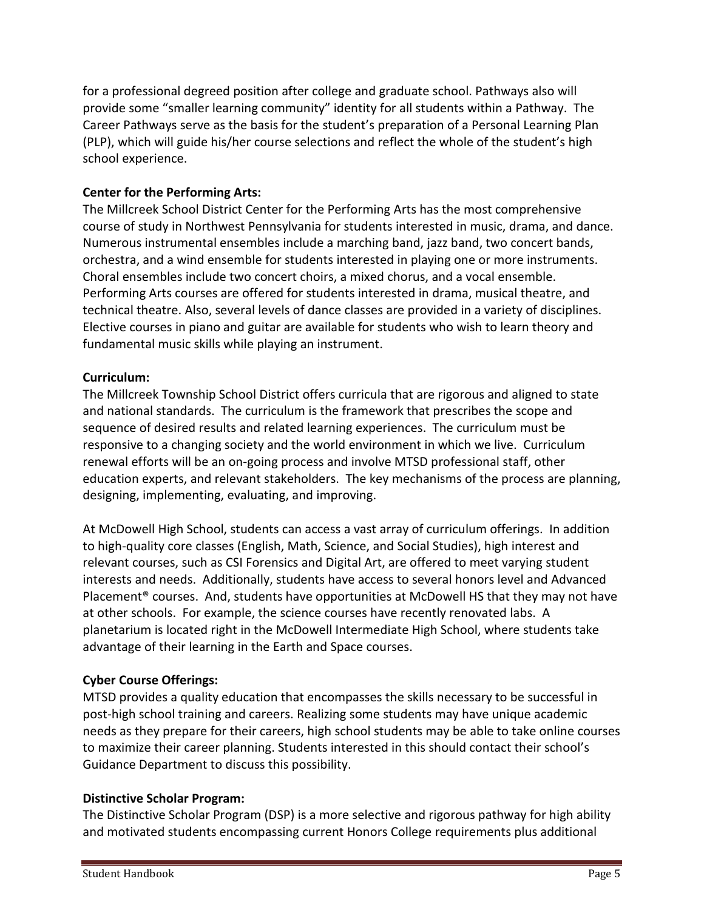for a professional degreed position after college and graduate school. Pathways also will provide some "smaller learning community" identity for all students within a Pathway. The Career Pathways serve as the basis for the student's preparation of a Personal Learning Plan (PLP), which will guide his/her course selections and reflect the whole of the student's high school experience.

**Center for the Performing Arts:**
The Millcreek School District Center for the Performing Arts has the most comprehensive course of study in Northwest Pennsylvania for students interested in music, drama, and dance. Numerous instrumental ensembles include a marching band, jazz band, two concert bands, orchestra, and a wind ensemble for students interested in playing one or more instruments. Choral ensembles include two concert choirs, a mixed chorus, and a vocal ensemble. Performing Arts courses are offered for students interested in drama, musical theatre, and technical theatre. Also, several levels of dance classes are provided in a variety of disciplines. Elective courses in piano and guitar are available for students who wish to learn theory and fundamental music skills while playing an instrument.

**Curriculum:**
The Millcreek Township School District offers curricula that are rigorous and aligned to state and national standards. The curriculum is the framework that prescribes the scope and sequence of desired results and related learning experiences. The curriculum must be responsive to a changing society and the world environment in which we live. Curriculum renewal efforts will be an on-going process and involve MTSD professional staff, other education experts, and relevant stakeholders. The key mechanisms of the process are planning, designing, implementing, evaluating, and improving.

At McDowell High School, students can access a vast array of curriculum offerings. In addition to high-quality core classes (English, Math, Science, and Social Studies), high interest and relevant courses, such as CSI Forensics and Digital Art, are offered to meet varying student interests and needs. Additionally, students have access to several honors level and Advanced Placement® courses. And, students have opportunities at McDowell HS that they may not have at other schools. For example, the science courses have recently renovated labs. A planetarium is located right in the McDowell Intermediate High School, where students take advantage of their learning in the Earth and Space courses.

**Cyber Course Offerings:**
MTSD provides a quality education that encompasses the skills necessary to be successful in post-high school training and careers. Realizing some students may have unique academic needs as they prepare for their careers, high school students may be able to take online courses to maximize their career planning. Students interested in this should contact their school's Guidance Department to discuss this possibility.

**Distinctive Scholar Program:**
The Distinctive Scholar Program (DSP) is a more selective and rigorous pathway for high ability and motivated students encompassing current Honors College requirements plus additional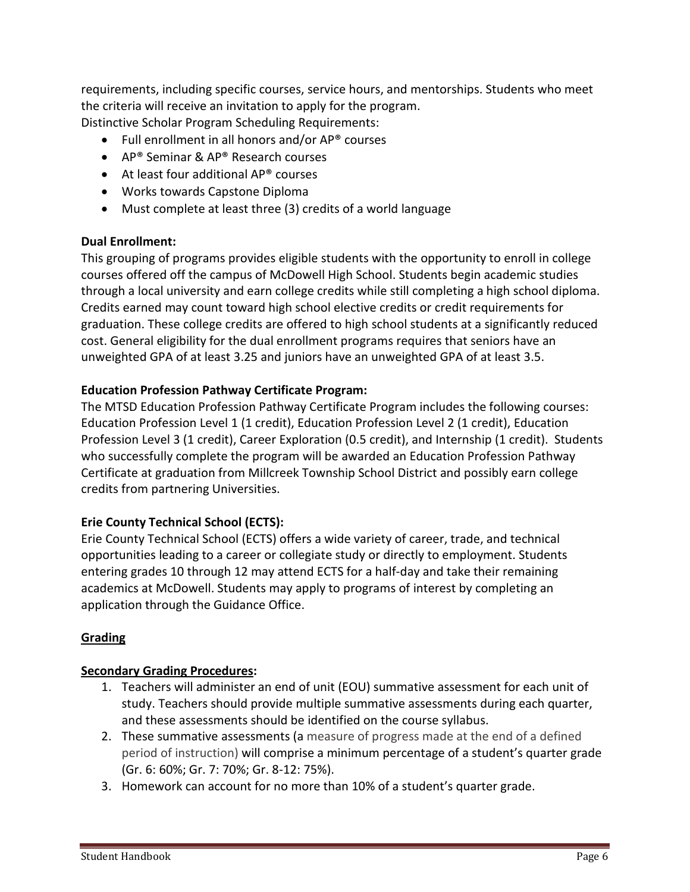requirements, including specific courses, service hours, and mentorships. Students who meet the criteria will receive an invitation to apply for the program.

Distinctive Scholar Program Scheduling Requirements:

- Full enrollment in all honors and/or AP® courses
- AP® Seminar & AP® Research courses
- At least four additional AP® courses
- Works towards Capstone Diploma
- Must complete at least three (3) credits of a world language

**Dual Enrollment:**

This grouping of programs provides eligible students with the opportunity to enroll in college courses offered off the campus of McDowell High School. Students begin academic studies through a local university and earn college credits while still completing a high school diploma. Credits earned may count toward high school elective credits or credit requirements for graduation. These college credits are offered to high school students at a significantly reduced cost. General eligibility for the dual enrollment programs requires that seniors have an unweighted GPA of at least 3.25 and juniors have an unweighted GPA of at least 3.5.

**Education Profession Pathway Certificate Program:**

The MTSD Education Profession Pathway Certificate Program includes the following courses: Education Profession Level 1 (1 credit), Education Profession Level 2 (1 credit), Education Profession Level 3 (1 credit), Career Exploration (0.5 credit), and Internship (1 credit). Students who successfully complete the program will be awarded an Education Profession Pathway Certificate at graduation from Millcreek Township School District and possibly earn college credits from partnering Universities.

**Erie County Technical School (ECTS):**

Erie County Technical School (ECTS) offers a wide variety of career, trade, and technical opportunities leading to a career or collegiate study or directly to employment. Students entering grades 10 through 12 may attend ECTS for a half-day and take their remaining academics at McDowell. Students may apply to programs of interest by completing an application through the Guidance Office.

## Grading

### Secondary Grading Procedures:

1. Teachers will administer an end of unit (EOU) summative assessment for each unit of study. Teachers should provide multiple summative assessments during each quarter, and these assessments should be identified on the course syllabus.
2. These summative assessments (a measure of progress made at the end of a defined period of instruction) will comprise a minimum percentage of a student's quarter grade (Gr. 6: 60%; Gr. 7: 70%; Gr. 8-12: 75%).
3. Homework can account for no more than 10% of a student's quarter grade.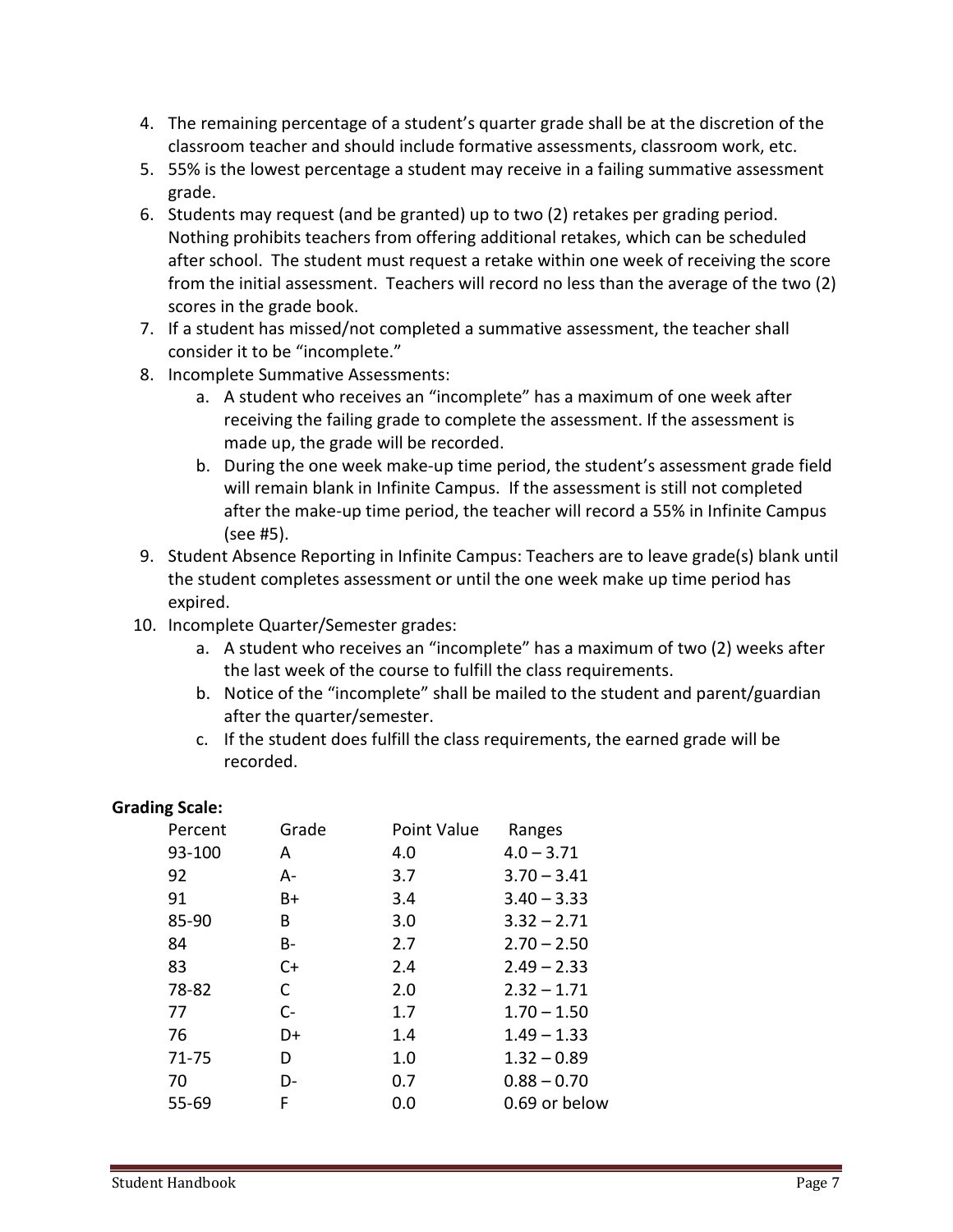4. The remaining percentage of a student's quarter grade shall be at the discretion of the classroom teacher and should include formative assessments, classroom work, etc.
5. 55% is the lowest percentage a student may receive in a failing summative assessment grade.
6. Students may request (and be granted) up to two (2) retakes per grading period. Nothing prohibits teachers from offering additional retakes, which can be scheduled after school. The student must request a retake within one week of receiving the score from the initial assessment. Teachers will record no less than the average of the two (2) scores in the grade book.
7. If a student has missed/not completed a summative assessment, the teacher shall consider it to be "incomplete."
8. Incomplete Summative Assessments:
    a. A student who receives an "incomplete" has a maximum of one week after receiving the failing grade to complete the assessment. If the assessment is made up, the grade will be recorded.
    b. During the one week make-up time period, the student's assessment grade field will remain blank in Infinite Campus. If the assessment is still not completed after the make-up time period, the teacher will record a 55% in Infinite Campus (see #5).
9. Student Absence Reporting in Infinite Campus: Teachers are to leave grade(s) blank until the student completes assessment or until the one week make up time period has expired.
10. Incomplete Quarter/Semester grades:
    a. A student who receives an "incomplete" has a maximum of two (2) weeks after the last week of the course to fulfill the class requirements.
    b. Notice of the "incomplete" shall be mailed to the student and parent/guardian after the quarter/semester.
    c. If the student does fulfill the class requirements, the earned grade will be recorded.

**Grading Scale:**

| Percent | Grade | Point Value | Ranges |
|---|---|---|---|
| 93-100 | A | 4.0 | 4.0 – 3.71 |
| 92 | A- | 3.7 | 3.70 – 3.41 |
| 91 | B+ | 3.4 | 3.40 – 3.33 |
| 85-90 | B | 3.0 | 3.32 – 2.71 |
| 84 | B- | 2.7 | 2.70 – 2.50 |
| 83 | C+ | 2.4 | 2.49 – 2.33 |
| 78-82 | C | 2.0 | 2.32 – 1.71 |
| 77 | C- | 1.7 | 1.70 – 1.50 |
| 76 | D+ | 1.4 | 1.49 – 1.33 |
| 71-75 | D | 1.0 | 1.32 – 0.89 |
| 70 | D- | 0.7 | 0.88 – 0.70 |
| 55-69 | F | 0.0 | 0.69 or below |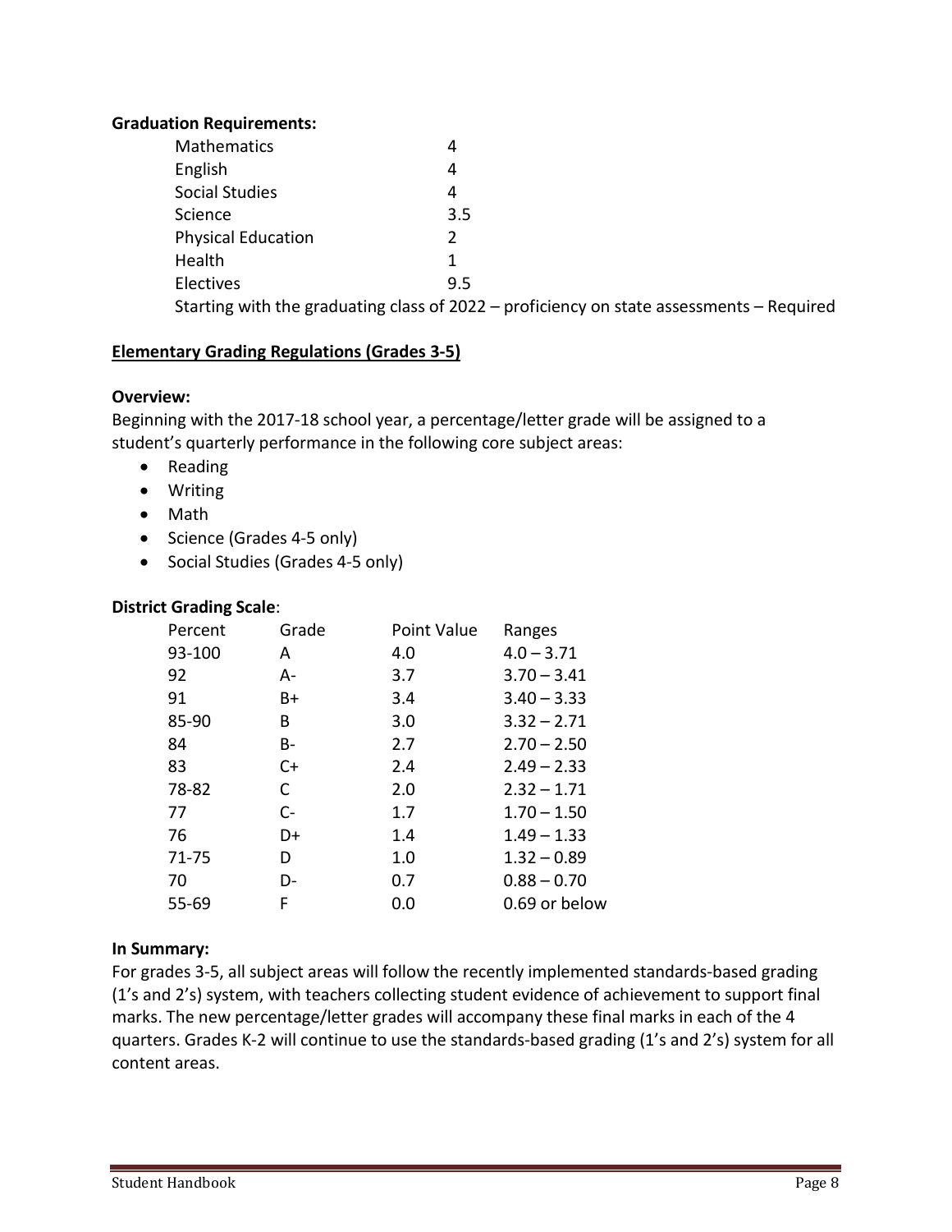**Graduation Requirements:**

| Subject | Credits |
| --- | --- |
| Mathematics | 4 |
| English | 4 |
| Social Studies | 4 |
| Science | 3.5 |
| Physical Education | 2 |
| Health | 1 |
| Electives | 9.5 |

Starting with the graduating class of 2022 – proficiency on state assessments – Required

## Elementary Grading Regulations (Grades 3-5)

**Overview:**

Beginning with the 2017-18 school year, a percentage/letter grade will be assigned to a student's quarterly performance in the following core subject areas:

- Reading
- Writing
- Math
- Science (Grades 4-5 only)
- Social Studies (Grades 4-5 only)

**District Grading Scale**:

| Percent | Grade | Point Value | Ranges |
| --- | --- | --- | --- |
| 93-100 | A | 4.0 | 4.0 – 3.71 |
| 92 | A- | 3.7 | 3.70 – 3.41 |
| 91 | B+ | 3.4 | 3.40 – 3.33 |
| 85-90 | B | 3.0 | 3.32 – 2.71 |
| 84 | B- | 2.7 | 2.70 – 2.50 |
| 83 | C+ | 2.4 | 2.49 – 2.33 |
| 78-82 | C | 2.0 | 2.32 – 1.71 |
| 77 | C- | 1.7 | 1.70 – 1.50 |
| 76 | D+ | 1.4 | 1.49 – 1.33 |
| 71-75 | D | 1.0 | 1.32 – 0.89 |
| 70 | D- | 0.7 | 0.88 – 0.70 |
| 55-69 | F | 0.0 | 0.69 or below |

**In Summary:**

For grades 3-5, all subject areas will follow the recently implemented standards-based grading (1's and 2's) system, with teachers collecting student evidence of achievement to support final marks. The new percentage/letter grades will accompany these final marks in each of the 4 quarters. Grades K-2 will continue to use the standards-based grading (1's and 2's) system for all content areas.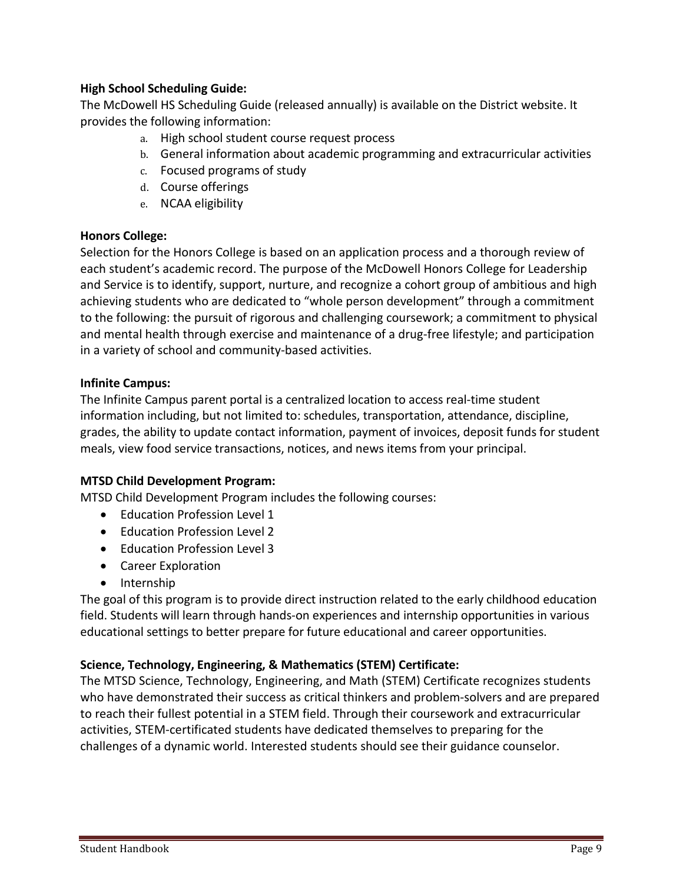**High School Scheduling Guide:**

The McDowell HS Scheduling Guide (released annually) is available on the District website. It provides the following information:

a. High school student course request process
b. General information about academic programming and extracurricular activities
c. Focused programs of study
d. Course offerings
e. NCAA eligibility

**Honors College:**

Selection for the Honors College is based on an application process and a thorough review of each student's academic record. The purpose of the McDowell Honors College for Leadership and Service is to identify, support, nurture, and recognize a cohort group of ambitious and high achieving students who are dedicated to "whole person development" through a commitment to the following: the pursuit of rigorous and challenging coursework; a commitment to physical and mental health through exercise and maintenance of a drug-free lifestyle; and participation in a variety of school and community-based activities.

**Infinite Campus:**

The Infinite Campus parent portal is a centralized location to access real-time student information including, but not limited to: schedules, transportation, attendance, discipline, grades, the ability to update contact information, payment of invoices, deposit funds for student meals, view food service transactions, notices, and news items from your principal.

**MTSD Child Development Program:**

MTSD Child Development Program includes the following courses:

- Education Profession Level 1
- Education Profession Level 2
- Education Profession Level 3
- Career Exploration
- Internship

The goal of this program is to provide direct instruction related to the early childhood education field. Students will learn through hands-on experiences and internship opportunities in various educational settings to better prepare for future educational and career opportunities.

**Science, Technology, Engineering, & Mathematics (STEM) Certificate:**

The MTSD Science, Technology, Engineering, and Math (STEM) Certificate recognizes students who have demonstrated their success as critical thinkers and problem-solvers and are prepared to reach their fullest potential in a STEM field. Through their coursework and extracurricular activities, STEM-certificated students have dedicated themselves to preparing for the challenges of a dynamic world. Interested students should see their guidance counselor.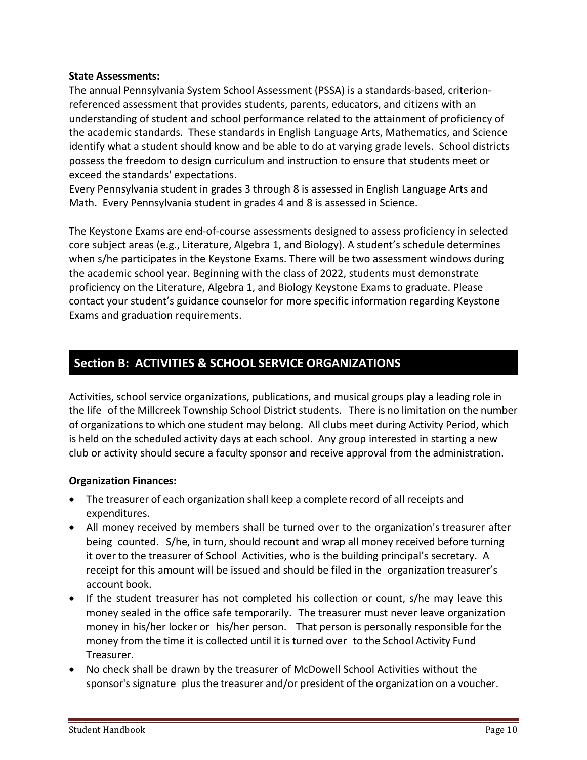**State Assessments:**

The annual Pennsylvania System School Assessment (PSSA) is a standards-based, criterion-referenced assessment that provides students, parents, educators, and citizens with an understanding of student and school performance related to the attainment of proficiency of the academic standards. These standards in English Language Arts, Mathematics, and Science identify what a student should know and be able to do at varying grade levels. School districts possess the freedom to design curriculum and instruction to ensure that students meet or exceed the standards' expectations.

Every Pennsylvania student in grades 3 through 8 is assessed in English Language Arts and Math. Every Pennsylvania student in grades 4 and 8 is assessed in Science.

The Keystone Exams are end-of-course assessments designed to assess proficiency in selected core subject areas (e.g., Literature, Algebra 1, and Biology). A student's schedule determines when s/he participates in the Keystone Exams. There will be two assessment windows during the academic school year. Beginning with the class of 2022, students must demonstrate proficiency on the Literature, Algebra 1, and Biology Keystone Exams to graduate. Please contact your student's guidance counselor for more specific information regarding Keystone Exams and graduation requirements.

## Section B: ACTIVITIES & SCHOOL SERVICE ORGANIZATIONS

Activities, school service organizations, publications, and musical groups play a leading role in the life of the Millcreek Township School District students. There is no limitation on the number of organizations to which one student may belong. All clubs meet during Activity Period, which is held on the scheduled activity days at each school. Any group interested in starting a new club or activity should secure a faculty sponsor and receive approval from the administration.

**Organization Finances:**

- The treasurer of each organization shall keep a complete record of all receipts and expenditures.
- All money received by members shall be turned over to the organization's treasurer after being counted. S/he, in turn, should recount and wrap all money received before turning it over to the treasurer of School Activities, who is the building principal's secretary. A receipt for this amount will be issued and should be filed in the organization treasurer's account book.
- If the student treasurer has not completed his collection or count, s/he may leave this money sealed in the office safe temporarily. The treasurer must never leave organization money in his/her locker or his/her person. That person is personally responsible for the money from the time it is collected until it is turned over to the School Activity Fund Treasurer.
- No check shall be drawn by the treasurer of McDowell School Activities without the sponsor's signature plus the treasurer and/or president of the organization on a voucher.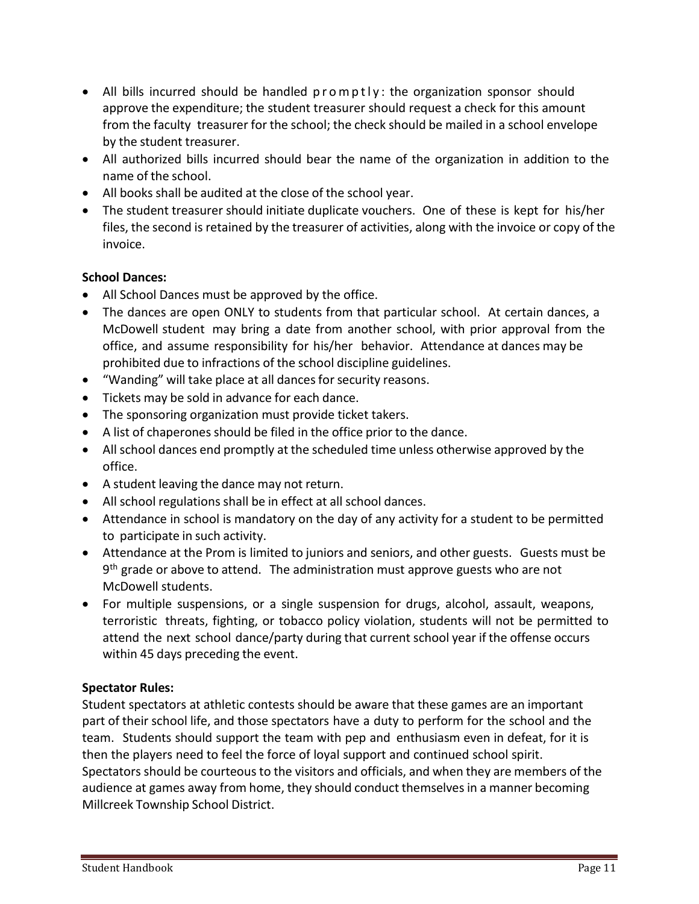- All bills incurred should be handled promptly: the organization sponsor should approve the expenditure; the student treasurer should request a check for this amount from the faculty treasurer for the school; the check should be mailed in a school envelope by the student treasurer.
- All authorized bills incurred should bear the name of the organization in addition to the name of the school.
- All books shall be audited at the close of the school year.
- The student treasurer should initiate duplicate vouchers. One of these is kept for his/her files, the second is retained by the treasurer of activities, along with the invoice or copy of the invoice.

**School Dances:**

- All School Dances must be approved by the office.
- The dances are open ONLY to students from that particular school. At certain dances, a McDowell student may bring a date from another school, with prior approval from the office, and assume responsibility for his/her behavior. Attendance at dances may be prohibited due to infractions of the school discipline guidelines.
- "Wanding" will take place at all dances for security reasons.
- Tickets may be sold in advance for each dance.
- The sponsoring organization must provide ticket takers.
- A list of chaperones should be filed in the office prior to the dance.
- All school dances end promptly at the scheduled time unless otherwise approved by the office.
- A student leaving the dance may not return.
- All school regulations shall be in effect at all school dances.
- Attendance in school is mandatory on the day of any activity for a student to be permitted to participate in such activity.
- Attendance at the Prom is limited to juniors and seniors, and other guests. Guests must be 9th grade or above to attend. The administration must approve guests who are not McDowell students.
- For multiple suspensions, or a single suspension for drugs, alcohol, assault, weapons, terroristic threats, fighting, or tobacco policy violation, students will not be permitted to attend the next school dance/party during that current school year if the offense occurs within 45 days preceding the event.

**Spectator Rules:**

Student spectators at athletic contests should be aware that these games are an important part of their school life, and those spectators have a duty to perform for the school and the team. Students should support the team with pep and enthusiasm even in defeat, for it is then the players need to feel the force of loyal support and continued school spirit. Spectators should be courteous to the visitors and officials, and when they are members of the audience at games away from home, they should conduct themselves in a manner becoming Millcreek Township School District.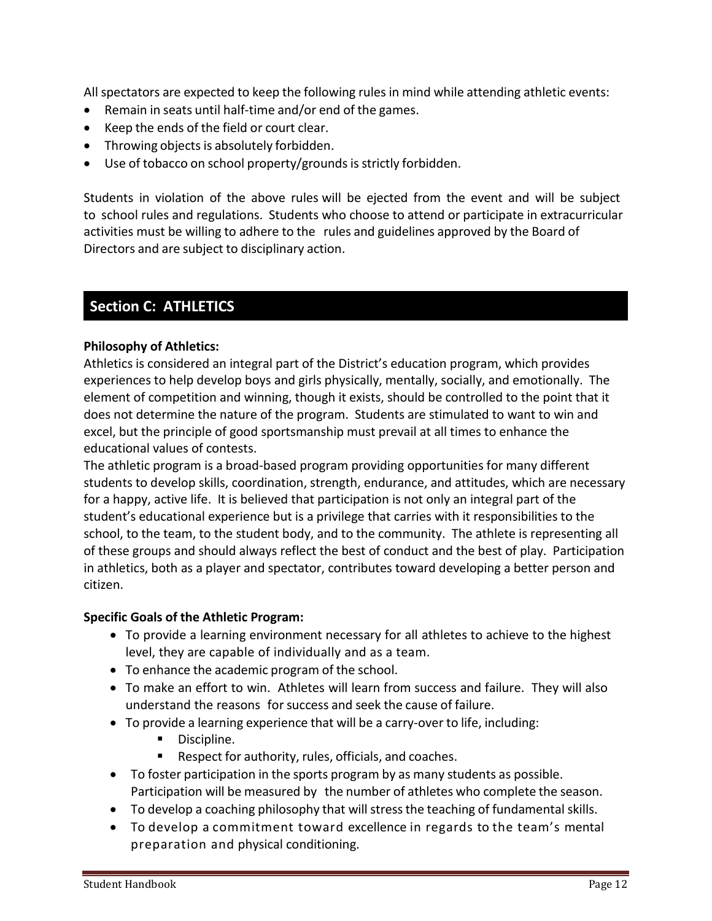All spectators are expected to keep the following rules in mind while attending athletic events:

- Remain in seats until half-time and/or end of the games.
- Keep the ends of the field or court clear.
- Throwing objects is absolutely forbidden.
- Use of tobacco on school property/grounds is strictly forbidden.

Students in violation of the above rules will be ejected from the event and will be subject to school rules and regulations. Students who choose to attend or participate in extracurricular activities must be willing to adhere to the rules and guidelines approved by the Board of Directors and are subject to disciplinary action.

## Section C: ATHLETICS

**Philosophy of Athletics:**

Athletics is considered an integral part of the District's education program, which provides experiences to help develop boys and girls physically, mentally, socially, and emotionally. The element of competition and winning, though it exists, should be controlled to the point that it does not determine the nature of the program. Students are stimulated to want to win and excel, but the principle of good sportsmanship must prevail at all times to enhance the educational values of contests.

The athletic program is a broad-based program providing opportunities for many different students to develop skills, coordination, strength, endurance, and attitudes, which are necessary for a happy, active life. It is believed that participation is not only an integral part of the student's educational experience but is a privilege that carries with it responsibilities to the school, to the team, to the student body, and to the community. The athlete is representing all of these groups and should always reflect the best of conduct and the best of play. Participation in athletics, both as a player and spectator, contributes toward developing a better person and citizen.

**Specific Goals of the Athletic Program:**

- To provide a learning environment necessary for all athletes to achieve to the highest level, they are capable of individually and as a team.
- To enhance the academic program of the school.
- To make an effort to win. Athletes will learn from success and failure. They will also understand the reasons for success and seek the cause of failure.
- To provide a learning experience that will be a carry-over to life, including:
  - Discipline.
  - Respect for authority, rules, officials, and coaches.
- To foster participation in the sports program by as many students as possible. Participation will be measured by the number of athletes who complete the season.
- To develop a coaching philosophy that will stress the teaching of fundamental skills.
- To develop a commitment toward excellence in regards to the team's mental preparation and physical conditioning.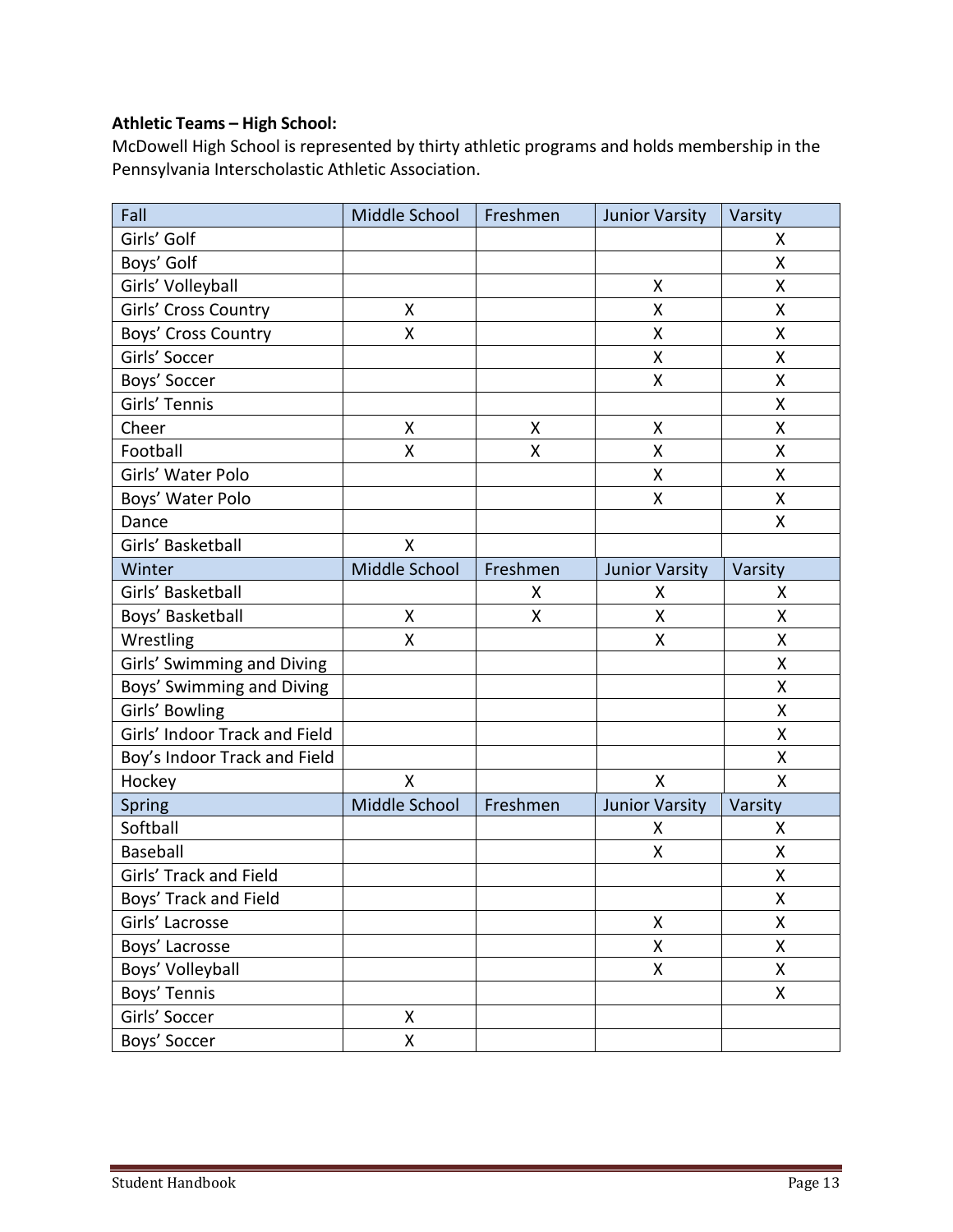**Athletic Teams – High School:**

McDowell High School is represented by thirty athletic programs and holds membership in the Pennsylvania Interscholastic Athletic Association.

| Fall | Middle School | Freshmen | Junior Varsity | Varsity |
|---|---|---|---|---|
| Girls' Golf | | | | X |
| Boys' Golf | | | | X |
| Girls' Volleyball | | | X | X |
| Girls' Cross Country | X | | X | X |
| Boys' Cross Country | X | | X | X |
| Girls' Soccer | | | X | X |
| Boys' Soccer | | | X | X |
| Girls' Tennis | | | | X |
| Cheer | X | X | X | X |
| Football | X | X | X | X |
| Girls' Water Polo | | | X | X |
| Boys' Water Polo | | | X | X |
| Dance | | | | X |
| Girls' Basketball | X | | | |
| **Winter** | **Middle School** | **Freshmen** | **Junior Varsity** | **Varsity** |
| Girls' Basketball | | X | X | X |
| Boys' Basketball | X | X | X | X |
| Wrestling | X | | X | X |
| Girls' Swimming and Diving | | | | X |
| Boys' Swimming and Diving | | | | X |
| Girls' Bowling | | | | X |
| Girls' Indoor Track and Field | | | | X |
| Boy's Indoor Track and Field | | | | X |
| Hockey | X | | X | X |
| **Spring** | **Middle School** | **Freshmen** | **Junior Varsity** | **Varsity** |
| Softball | | | X | X |
| Baseball | | | X | X |
| Girls' Track and Field | | | | X |
| Boys' Track and Field | | | | X |
| Girls' Lacrosse | | | X | X |
| Boys' Lacrosse | | | X | X |
| Boys' Volleyball | | | X | X |
| Boys' Tennis | | | | X |
| Girls' Soccer | X | | | |
| Boys' Soccer | X | | | |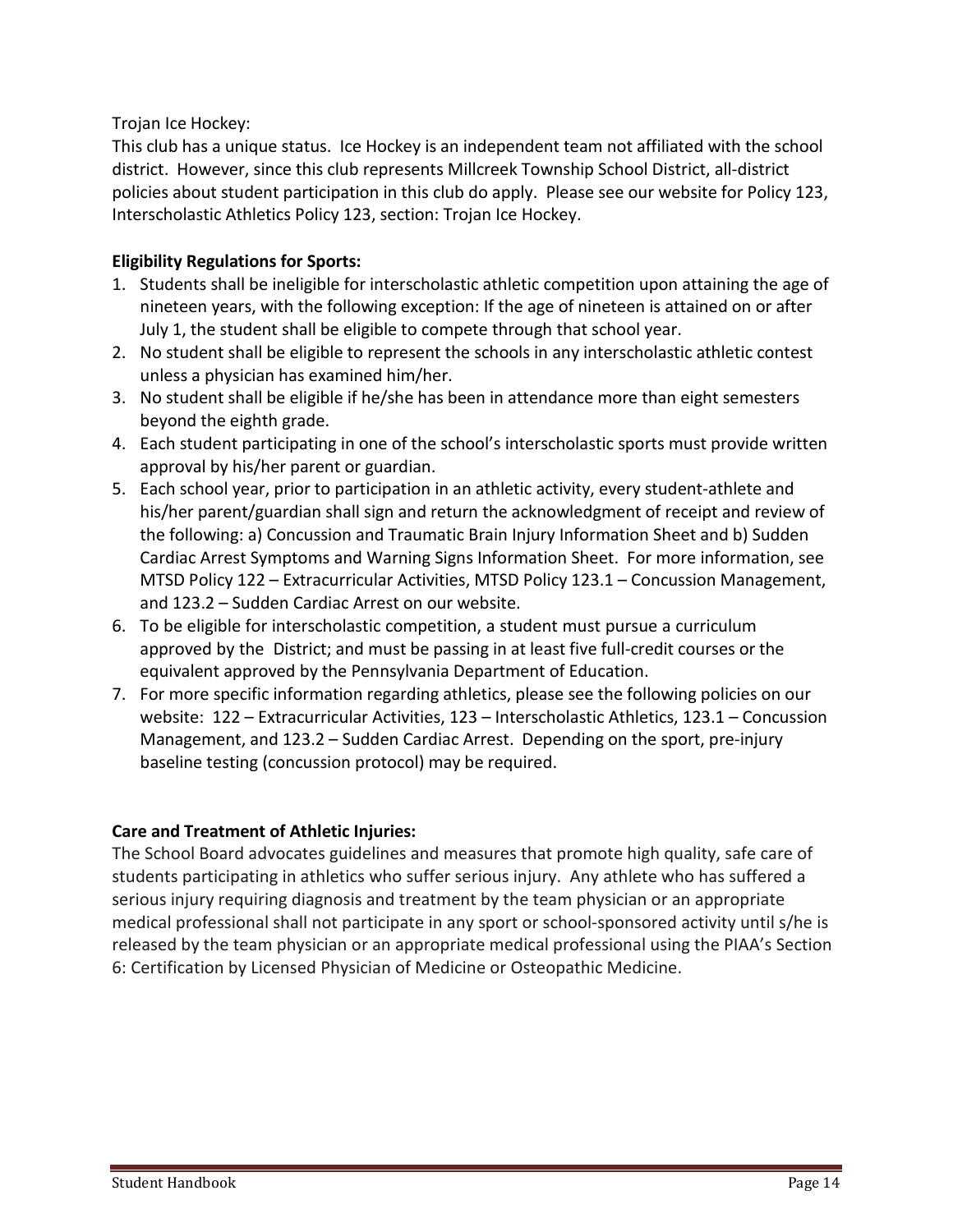Trojan Ice Hockey:

This club has a unique status. Ice Hockey is an independent team not affiliated with the school district. However, since this club represents Millcreek Township School District, all-district policies about student participation in this club do apply. Please see our website for Policy 123, Interscholastic Athletics Policy 123, section: Trojan Ice Hockey.

**Eligibility Regulations for Sports:**

1. Students shall be ineligible for interscholastic athletic competition upon attaining the age of nineteen years, with the following exception: If the age of nineteen is attained on or after July 1, the student shall be eligible to compete through that school year.
2. No student shall be eligible to represent the schools in any interscholastic athletic contest unless a physician has examined him/her.
3. No student shall be eligible if he/she has been in attendance more than eight semesters beyond the eighth grade.
4. Each student participating in one of the school's interscholastic sports must provide written approval by his/her parent or guardian.
5. Each school year, prior to participation in an athletic activity, every student-athlete and his/her parent/guardian shall sign and return the acknowledgment of receipt and review of the following: a) Concussion and Traumatic Brain Injury Information Sheet and b) Sudden Cardiac Arrest Symptoms and Warning Signs Information Sheet. For more information, see MTSD Policy 122 – Extracurricular Activities, MTSD Policy 123.1 – Concussion Management, and 123.2 – Sudden Cardiac Arrest on our website.
6. To be eligible for interscholastic competition, a student must pursue a curriculum approved by the District; and must be passing in at least five full-credit courses or the equivalent approved by the Pennsylvania Department of Education.
7. For more specific information regarding athletics, please see the following policies on our website: 122 – Extracurricular Activities, 123 – Interscholastic Athletics, 123.1 – Concussion Management, and 123.2 – Sudden Cardiac Arrest. Depending on the sport, pre-injury baseline testing (concussion protocol) may be required.

**Care and Treatment of Athletic Injuries:**

The School Board advocates guidelines and measures that promote high quality, safe care of students participating in athletics who suffer serious injury. Any athlete who has suffered a serious injury requiring diagnosis and treatment by the team physician or an appropriate medical professional shall not participate in any sport or school-sponsored activity until s/he is released by the team physician or an appropriate medical professional using the PIAA's Section 6: Certification by Licensed Physician of Medicine or Osteopathic Medicine.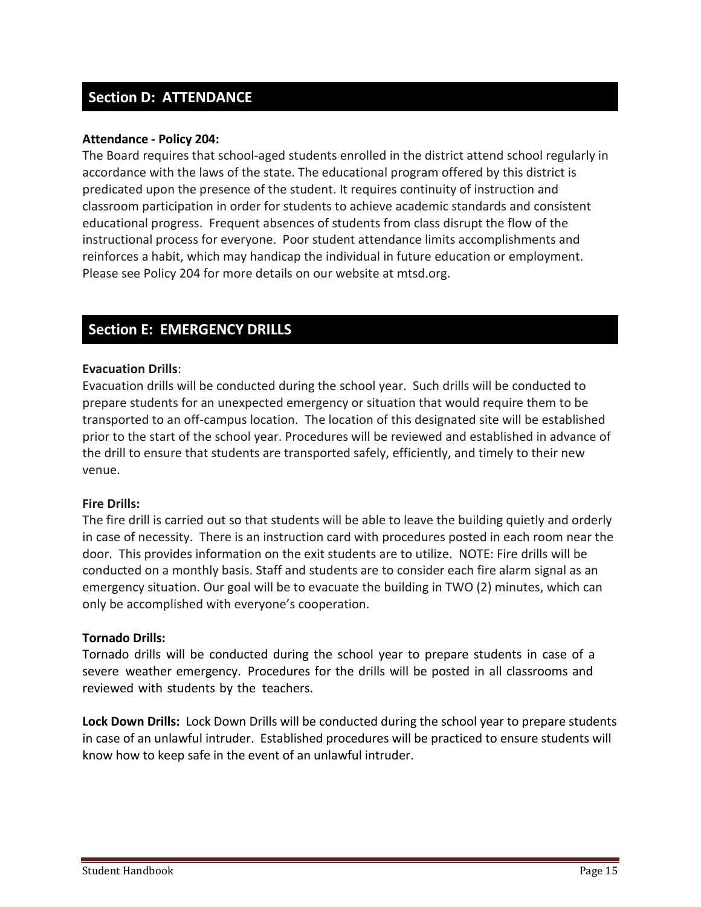## Section D: ATTENDANCE

**Attendance - Policy 204:**
The Board requires that school-aged students enrolled in the district attend school regularly in accordance with the laws of the state. The educational program offered by this district is predicated upon the presence of the student. It requires continuity of instruction and classroom participation in order for students to achieve academic standards and consistent educational progress. Frequent absences of students from class disrupt the flow of the instructional process for everyone. Poor student attendance limits accomplishments and reinforces a habit, which may handicap the individual in future education or employment. Please see Policy 204 for more details on our website at mtsd.org.

## Section E: EMERGENCY DRILLS

**Evacuation Drills**:
Evacuation drills will be conducted during the school year. Such drills will be conducted to prepare students for an unexpected emergency or situation that would require them to be transported to an off-campus location. The location of this designated site will be established prior to the start of the school year. Procedures will be reviewed and established in advance of the drill to ensure that students are transported safely, efficiently, and timely to their new venue.

**Fire Drills:**
The fire drill is carried out so that students will be able to leave the building quietly and orderly in case of necessity. There is an instruction card with procedures posted in each room near the door. This provides information on the exit students are to utilize. NOTE: Fire drills will be conducted on a monthly basis. Staff and students are to consider each fire alarm signal as an emergency situation. Our goal will be to evacuate the building in TWO (2) minutes, which can only be accomplished with everyone's cooperation.

**Tornado Drills:**
Tornado drills will be conducted during the school year to prepare students in case of a severe weather emergency. Procedures for the drills will be posted in all classrooms and reviewed with students by the teachers.

**Lock Down Drills:** Lock Down Drills will be conducted during the school year to prepare students in case of an unlawful intruder. Established procedures will be practiced to ensure students will know how to keep safe in the event of an unlawful intruder.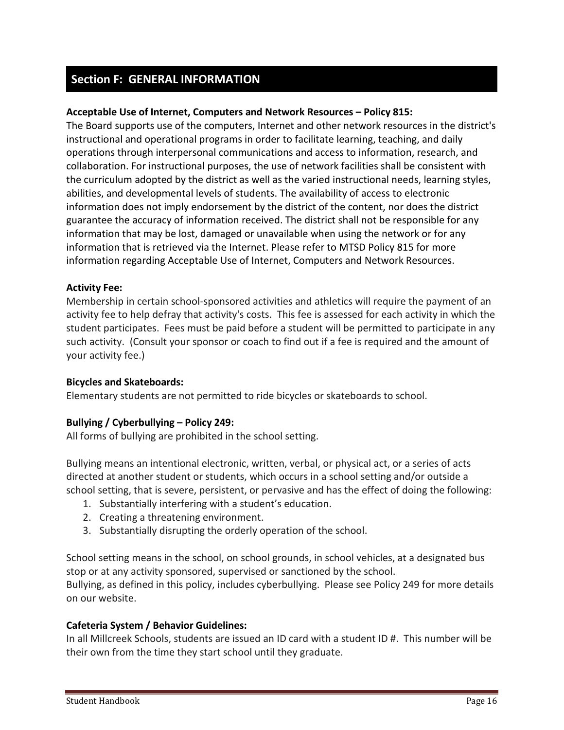## Section F: GENERAL INFORMATION

**Acceptable Use of Internet, Computers and Network Resources – Policy 815:**
The Board supports use of the computers, Internet and other network resources in the district's instructional and operational programs in order to facilitate learning, teaching, and daily operations through interpersonal communications and access to information, research, and collaboration. For instructional purposes, the use of network facilities shall be consistent with the curriculum adopted by the district as well as the varied instructional needs, learning styles, abilities, and developmental levels of students. The availability of access to electronic information does not imply endorsement by the district of the content, nor does the district guarantee the accuracy of information received. The district shall not be responsible for any information that may be lost, damaged or unavailable when using the network or for any information that is retrieved via the Internet. Please refer to MTSD Policy 815 for more information regarding Acceptable Use of Internet, Computers and Network Resources.

**Activity Fee:**
Membership in certain school-sponsored activities and athletics will require the payment of an activity fee to help defray that activity's costs. This fee is assessed for each activity in which the student participates. Fees must be paid before a student will be permitted to participate in any such activity. (Consult your sponsor or coach to find out if a fee is required and the amount of your activity fee.)

**Bicycles and Skateboards:**
Elementary students are not permitted to ride bicycles or skateboards to school.

**Bullying / Cyberbullying – Policy 249:**
All forms of bullying are prohibited in the school setting.

Bullying means an intentional electronic, written, verbal, or physical act, or a series of acts directed at another student or students, which occurs in a school setting and/or outside a school setting, that is severe, persistent, or pervasive and has the effect of doing the following:

1. Substantially interfering with a student's education.
2. Creating a threatening environment.
3. Substantially disrupting the orderly operation of the school.

School setting means in the school, on school grounds, in school vehicles, at a designated bus stop or at any activity sponsored, supervised or sanctioned by the school.
Bullying, as defined in this policy, includes cyberbullying. Please see Policy 249 for more details on our website.

**Cafeteria System / Behavior Guidelines:**
In all Millcreek Schools, students are issued an ID card with a student ID #. This number will be their own from the time they start school until they graduate.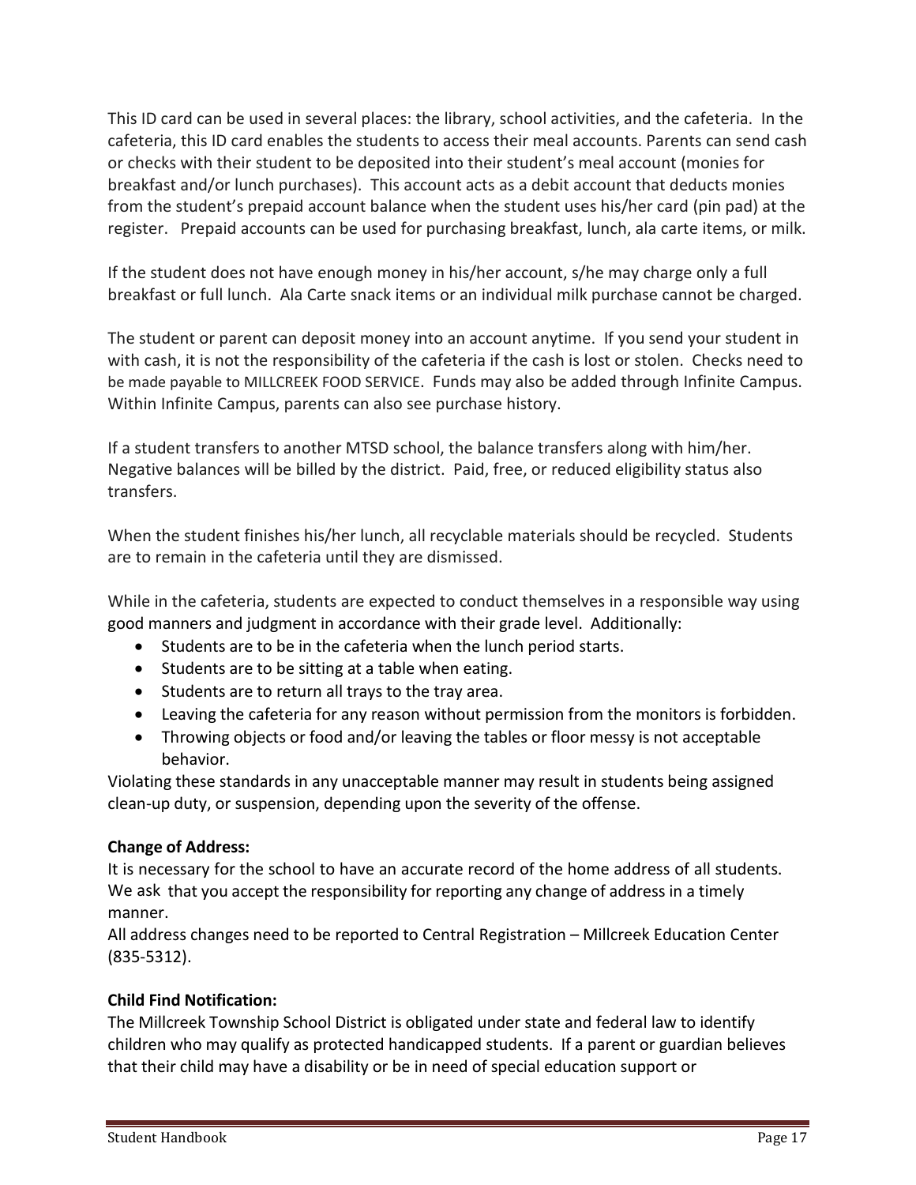This ID card can be used in several places: the library, school activities, and the cafeteria. In the cafeteria, this ID card enables the students to access their meal accounts. Parents can send cash or checks with their student to be deposited into their student's meal account (monies for breakfast and/or lunch purchases). This account acts as a debit account that deducts monies from the student's prepaid account balance when the student uses his/her card (pin pad) at the register. Prepaid accounts can be used for purchasing breakfast, lunch, ala carte items, or milk.

If the student does not have enough money in his/her account, s/he may charge only a full breakfast or full lunch. Ala Carte snack items or an individual milk purchase cannot be charged.

The student or parent can deposit money into an account anytime. If you send your student in with cash, it is not the responsibility of the cafeteria if the cash is lost or stolen. Checks need to be made payable to MILLCREEK FOOD SERVICE. Funds may also be added through Infinite Campus. Within Infinite Campus, parents can also see purchase history.

If a student transfers to another MTSD school, the balance transfers along with him/her. Negative balances will be billed by the district. Paid, free, or reduced eligibility status also transfers.

When the student finishes his/her lunch, all recyclable materials should be recycled. Students are to remain in the cafeteria until they are dismissed.

While in the cafeteria, students are expected to conduct themselves in a responsible way using good manners and judgment in accordance with their grade level. Additionally:

- Students are to be in the cafeteria when the lunch period starts.
- Students are to be sitting at a table when eating.
- Students are to return all trays to the tray area.
- Leaving the cafeteria for any reason without permission from the monitors is forbidden.
- Throwing objects or food and/or leaving the tables or floor messy is not acceptable behavior.

Violating these standards in any unacceptable manner may result in students being assigned clean-up duty, or suspension, depending upon the severity of the offense.

**Change of Address:**

It is necessary for the school to have an accurate record of the home address of all students. We ask that you accept the responsibility for reporting any change of address in a timely manner.

All address changes need to be reported to Central Registration – Millcreek Education Center (835-5312).

**Child Find Notification:**

The Millcreek Township School District is obligated under state and federal law to identify children who may qualify as protected handicapped students. If a parent or guardian believes that their child may have a disability or be in need of special education support or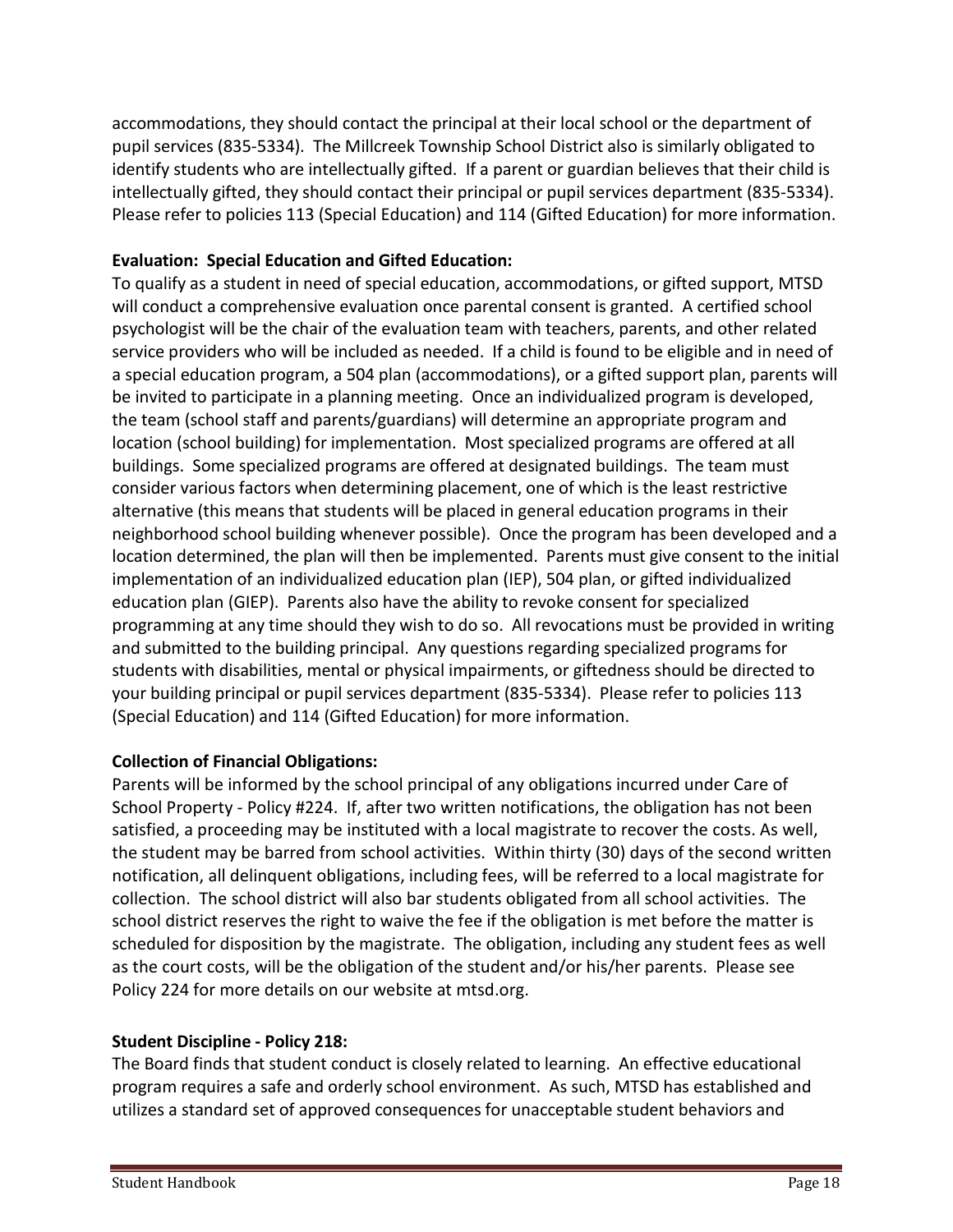accommodations, they should contact the principal at their local school or the department of pupil services (835-5334). The Millcreek Township School District also is similarly obligated to identify students who are intellectually gifted. If a parent or guardian believes that their child is intellectually gifted, they should contact their principal or pupil services department (835-5334). Please refer to policies 113 (Special Education) and 114 (Gifted Education) for more information.

**Evaluation: Special Education and Gifted Education:**

To qualify as a student in need of special education, accommodations, or gifted support, MTSD will conduct a comprehensive evaluation once parental consent is granted. A certified school psychologist will be the chair of the evaluation team with teachers, parents, and other related service providers who will be included as needed. If a child is found to be eligible and in need of a special education program, a 504 plan (accommodations), or a gifted support plan, parents will be invited to participate in a planning meeting. Once an individualized program is developed, the team (school staff and parents/guardians) will determine an appropriate program and location (school building) for implementation. Most specialized programs are offered at all buildings. Some specialized programs are offered at designated buildings. The team must consider various factors when determining placement, one of which is the least restrictive alternative (this means that students will be placed in general education programs in their neighborhood school building whenever possible). Once the program has been developed and a location determined, the plan will then be implemented. Parents must give consent to the initial implementation of an individualized education plan (IEP), 504 plan, or gifted individualized education plan (GIEP). Parents also have the ability to revoke consent for specialized programming at any time should they wish to do so. All revocations must be provided in writing and submitted to the building principal. Any questions regarding specialized programs for students with disabilities, mental or physical impairments, or giftedness should be directed to your building principal or pupil services department (835-5334). Please refer to policies 113 (Special Education) and 114 (Gifted Education) for more information.

**Collection of Financial Obligations:**

Parents will be informed by the school principal of any obligations incurred under Care of School Property - Policy #224. If, after two written notifications, the obligation has not been satisfied, a proceeding may be instituted with a local magistrate to recover the costs. As well, the student may be barred from school activities. Within thirty (30) days of the second written notification, all delinquent obligations, including fees, will be referred to a local magistrate for collection. The school district will also bar students obligated from all school activities. The school district reserves the right to waive the fee if the obligation is met before the matter is scheduled for disposition by the magistrate. The obligation, including any student fees as well as the court costs, will be the obligation of the student and/or his/her parents. Please see Policy 224 for more details on our website at mtsd.org.

**Student Discipline - Policy 218:**

The Board finds that student conduct is closely related to learning. An effective educational program requires a safe and orderly school environment. As such, MTSD has established and utilizes a standard set of approved consequences for unacceptable student behaviors and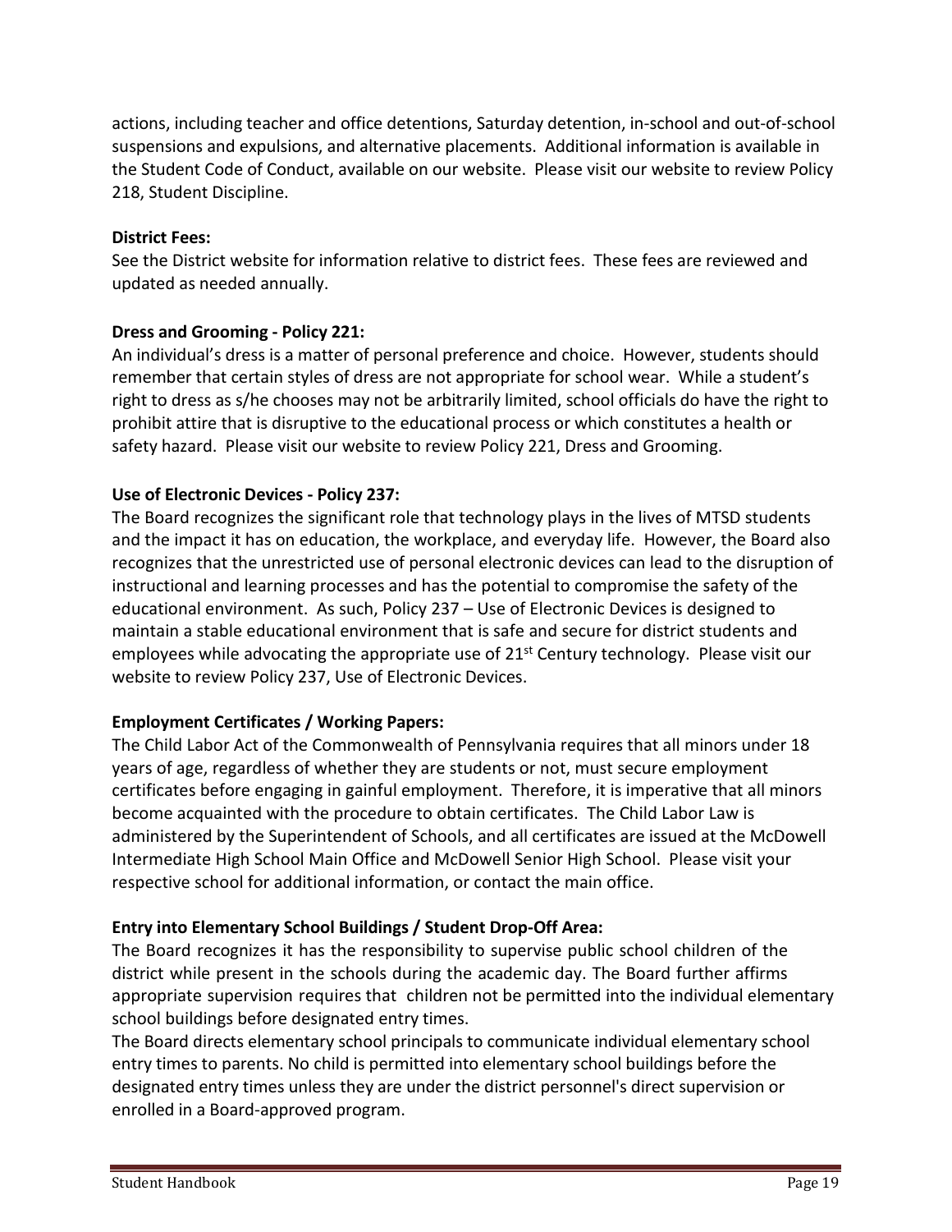actions, including teacher and office detentions, Saturday detention, in-school and out-of-school suspensions and expulsions, and alternative placements. Additional information is available in the Student Code of Conduct, available on our website. Please visit our website to review Policy 218, Student Discipline.

**District Fees:**

See the District website for information relative to district fees. These fees are reviewed and updated as needed annually.

**Dress and Grooming - Policy 221:**

An individual's dress is a matter of personal preference and choice. However, students should remember that certain styles of dress are not appropriate for school wear. While a student's right to dress as s/he chooses may not be arbitrarily limited, school officials do have the right to prohibit attire that is disruptive to the educational process or which constitutes a health or safety hazard. Please visit our website to review Policy 221, Dress and Grooming.

**Use of Electronic Devices - Policy 237:**

The Board recognizes the significant role that technology plays in the lives of MTSD students and the impact it has on education, the workplace, and everyday life. However, the Board also recognizes that the unrestricted use of personal electronic devices can lead to the disruption of instructional and learning processes and has the potential to compromise the safety of the educational environment. As such, Policy 237 – Use of Electronic Devices is designed to maintain a stable educational environment that is safe and secure for district students and employees while advocating the appropriate use of 21st Century technology. Please visit our website to review Policy 237, Use of Electronic Devices.

**Employment Certificates / Working Papers:**

The Child Labor Act of the Commonwealth of Pennsylvania requires that all minors under 18 years of age, regardless of whether they are students or not, must secure employment certificates before engaging in gainful employment. Therefore, it is imperative that all minors become acquainted with the procedure to obtain certificates. The Child Labor Law is administered by the Superintendent of Schools, and all certificates are issued at the McDowell Intermediate High School Main Office and McDowell Senior High School. Please visit your respective school for additional information, or contact the main office.

**Entry into Elementary School Buildings / Student Drop-Off Area:**

The Board recognizes it has the responsibility to supervise public school children of the district while present in the schools during the academic day. The Board further affirms appropriate supervision requires that children not be permitted into the individual elementary school buildings before designated entry times.

The Board directs elementary school principals to communicate individual elementary school entry times to parents. No child is permitted into elementary school buildings before the designated entry times unless they are under the district personnel's direct supervision or enrolled in a Board-approved program.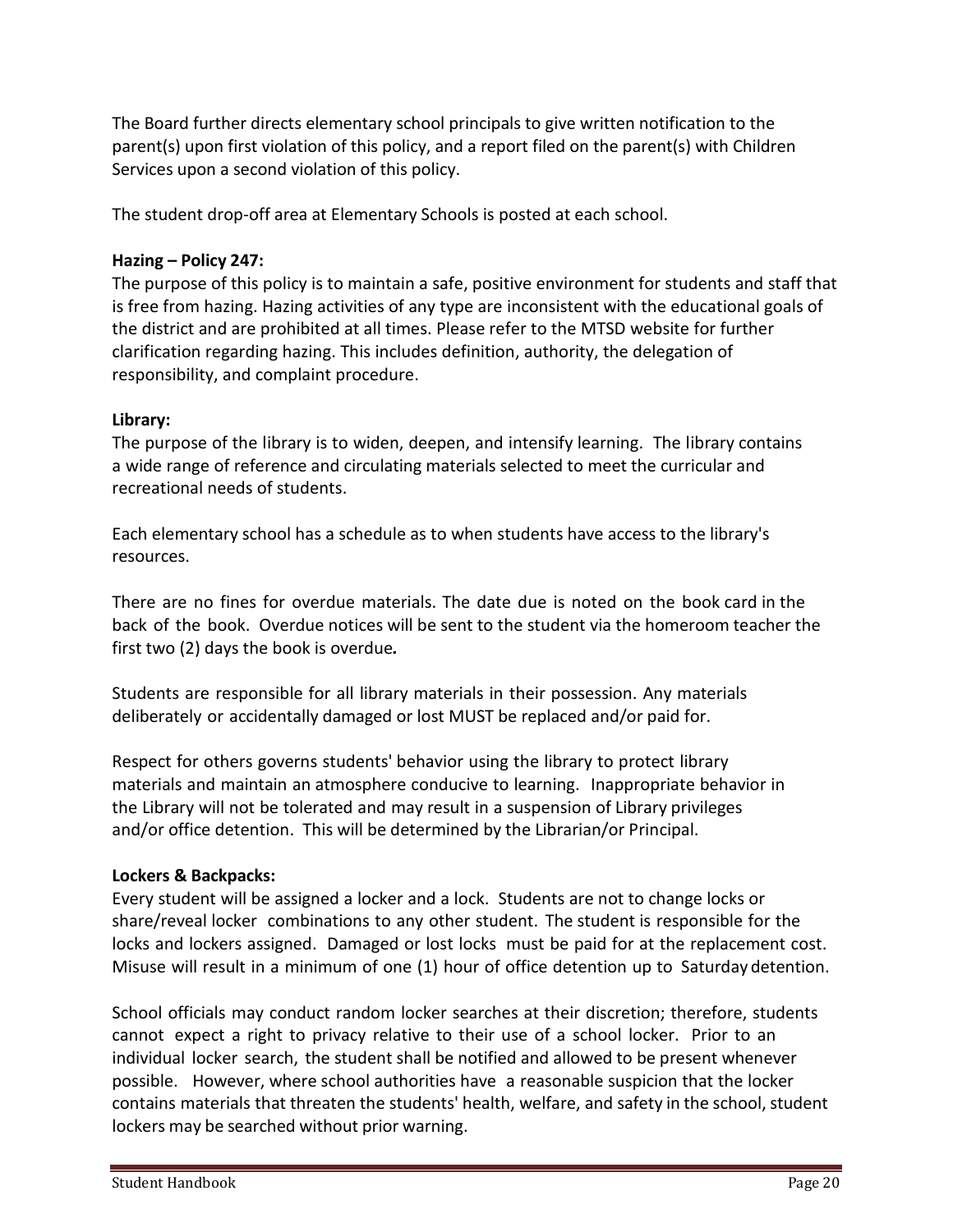The Board further directs elementary school principals to give written notification to the parent(s) upon first violation of this policy, and a report filed on the parent(s) with Children Services upon a second violation of this policy.

The student drop-off area at Elementary Schools is posted at each school.

**Hazing – Policy 247:**

The purpose of this policy is to maintain a safe, positive environment for students and staff that is free from hazing. Hazing activities of any type are inconsistent with the educational goals of the district and are prohibited at all times. Please refer to the MTSD website for further clarification regarding hazing. This includes definition, authority, the delegation of responsibility, and complaint procedure.

**Library:**

The purpose of the library is to widen, deepen, and intensify learning. The library contains a wide range of reference and circulating materials selected to meet the curricular and recreational needs of students.

Each elementary school has a schedule as to when students have access to the library's resources.

There are no fines for overdue materials. The date due is noted on the book card in the back of the book. Overdue notices will be sent to the student via the homeroom teacher the first two (2) days the book is overdue***.***

Students are responsible for all library materials in their possession. Any materials deliberately or accidentally damaged or lost MUST be replaced and/or paid for.

Respect for others governs students' behavior using the library to protect library materials and maintain an atmosphere conducive to learning. Inappropriate behavior in the Library will not be tolerated and may result in a suspension of Library privileges and/or office detention. This will be determined by the Librarian/or Principal.

**Lockers & Backpacks:**

Every student will be assigned a locker and a lock. Students are not to change locks or share/reveal locker combinations to any other student. The student is responsible for the locks and lockers assigned. Damaged or lost locks must be paid for at the replacement cost. Misuse will result in a minimum of one (1) hour of office detention up to Saturday detention.

School officials may conduct random locker searches at their discretion; therefore, students cannot expect a right to privacy relative to their use of a school locker. Prior to an individual locker search, the student shall be notified and allowed to be present whenever possible. However, where school authorities have a reasonable suspicion that the locker contains materials that threaten the students' health, welfare, and safety in the school, student lockers may be searched without prior warning.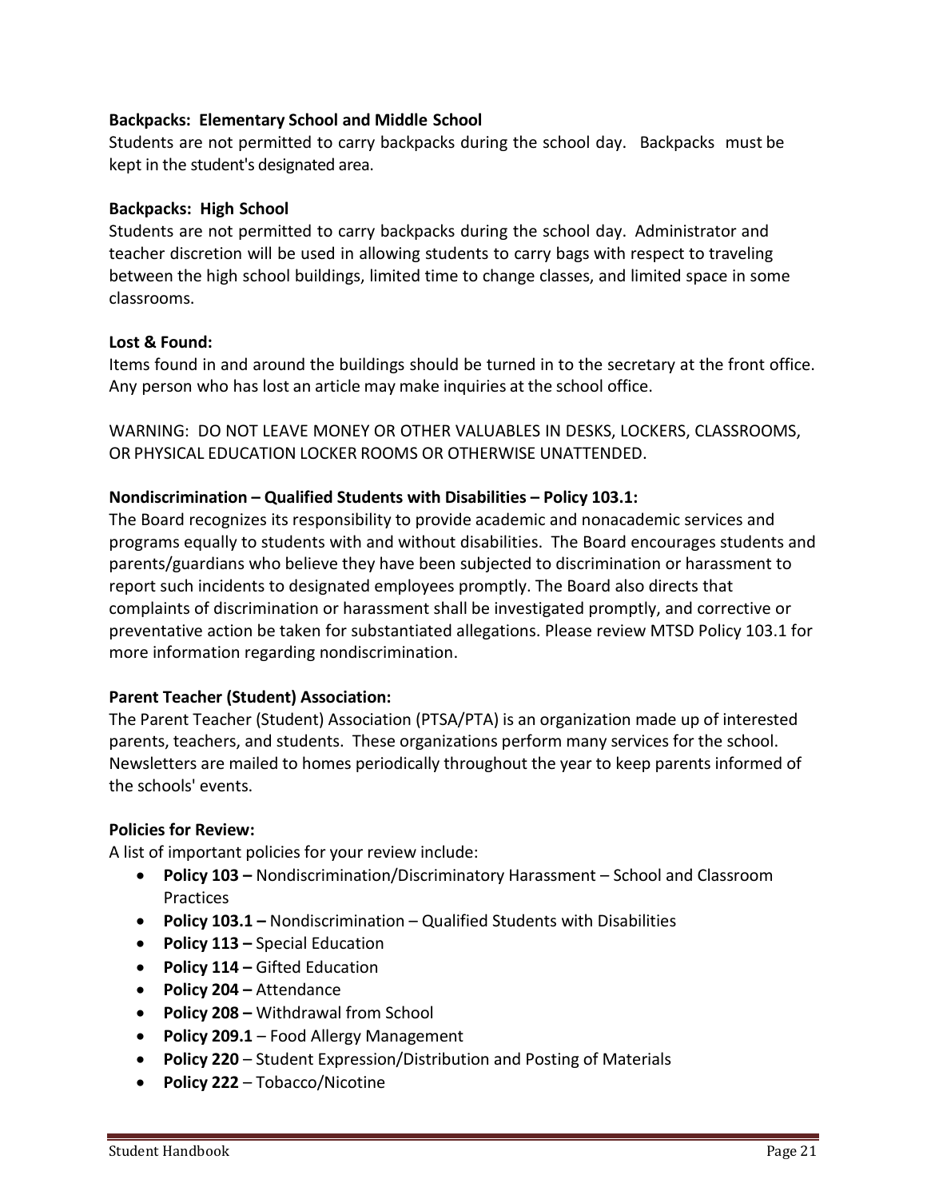**Backpacks: Elementary School and Middle School**

Students are not permitted to carry backpacks during the school day. Backpacks must be kept in the student's designated area.

**Backpacks: High School**

Students are not permitted to carry backpacks during the school day. Administrator and teacher discretion will be used in allowing students to carry bags with respect to traveling between the high school buildings, limited time to change classes, and limited space in some classrooms.

**Lost & Found:**

Items found in and around the buildings should be turned in to the secretary at the front office. Any person who has lost an article may make inquiries at the school office.

WARNING: DO NOT LEAVE MONEY OR OTHER VALUABLES IN DESKS, LOCKERS, CLASSROOMS, OR PHYSICAL EDUCATION LOCKER ROOMS OR OTHERWISE UNATTENDED.

**Nondiscrimination – Qualified Students with Disabilities – Policy 103.1:**

The Board recognizes its responsibility to provide academic and nonacademic services and programs equally to students with and without disabilities. The Board encourages students and parents/guardians who believe they have been subjected to discrimination or harassment to report such incidents to designated employees promptly. The Board also directs that complaints of discrimination or harassment shall be investigated promptly, and corrective or preventative action be taken for substantiated allegations. Please review MTSD Policy 103.1 for more information regarding nondiscrimination.

**Parent Teacher (Student) Association:**

The Parent Teacher (Student) Association (PTSA/PTA) is an organization made up of interested parents, teachers, and students. These organizations perform many services for the school. Newsletters are mailed to homes periodically throughout the year to keep parents informed of the schools' events.

**Policies for Review:**

A list of important policies for your review include:

- **Policy 103 –** Nondiscrimination/Discriminatory Harassment – School and Classroom Practices
- **Policy 103.1 –** Nondiscrimination – Qualified Students with Disabilities
- **Policy 113 –** Special Education
- **Policy 114 –** Gifted Education
- **Policy 204 –** Attendance
- **Policy 208 –** Withdrawal from School
- **Policy 209.1** – Food Allergy Management
- **Policy 220** – Student Expression/Distribution and Posting of Materials
- **Policy 222** – Tobacco/Nicotine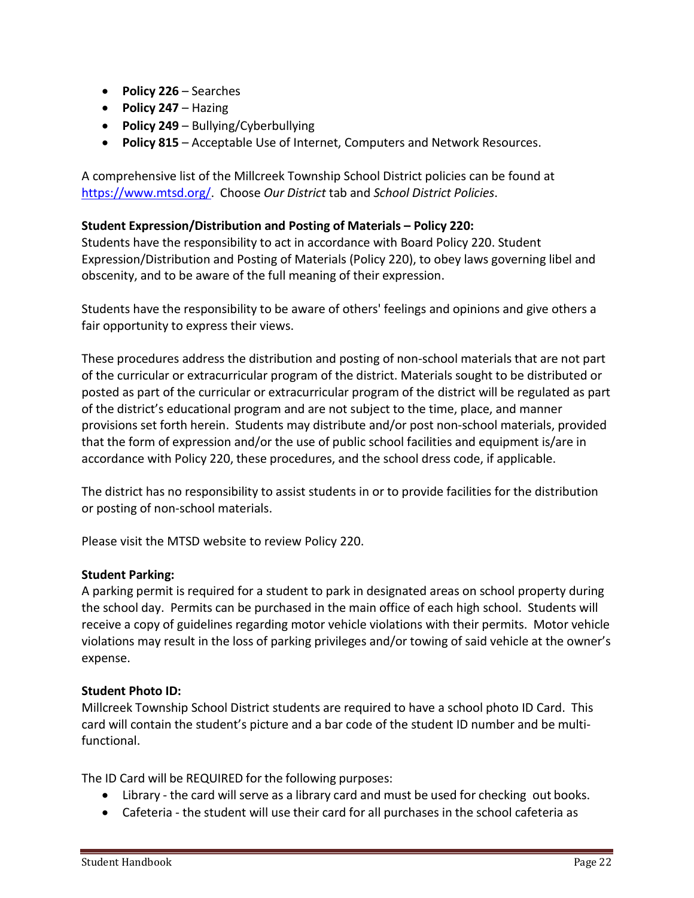- **Policy 226** – Searches
- **Policy 247** – Hazing
- **Policy 249** – Bullying/Cyberbullying
- **Policy 815** – Acceptable Use of Internet, Computers and Network Resources.

A comprehensive list of the Millcreek Township School District policies can be found at https://www.mtsd.org/. Choose *Our District* tab and *School District Policies*.

**Student Expression/Distribution and Posting of Materials – Policy 220:**

Students have the responsibility to act in accordance with Board Policy 220. Student Expression/Distribution and Posting of Materials (Policy 220), to obey laws governing libel and obscenity, and to be aware of the full meaning of their expression.

Students have the responsibility to be aware of others' feelings and opinions and give others a fair opportunity to express their views.

These procedures address the distribution and posting of non-school materials that are not part of the curricular or extracurricular program of the district. Materials sought to be distributed or posted as part of the curricular or extracurricular program of the district will be regulated as part of the district's educational program and are not subject to the time, place, and manner provisions set forth herein. Students may distribute and/or post non-school materials, provided that the form of expression and/or the use of public school facilities and equipment is/are in accordance with Policy 220, these procedures, and the school dress code, if applicable.

The district has no responsibility to assist students in or to provide facilities for the distribution or posting of non-school materials.

Please visit the MTSD website to review Policy 220.

**Student Parking:**

A parking permit is required for a student to park in designated areas on school property during the school day. Permits can be purchased in the main office of each high school. Students will receive a copy of guidelines regarding motor vehicle violations with their permits. Motor vehicle violations may result in the loss of parking privileges and/or towing of said vehicle at the owner's expense.

**Student Photo ID:**

Millcreek Township School District students are required to have a school photo ID Card. This card will contain the student's picture and a bar code of the student ID number and be multi-functional.

The ID Card will be REQUIRED for the following purposes:

- Library - the card will serve as a library card and must be used for checking out books.
- Cafeteria - the student will use their card for all purchases in the school cafeteria as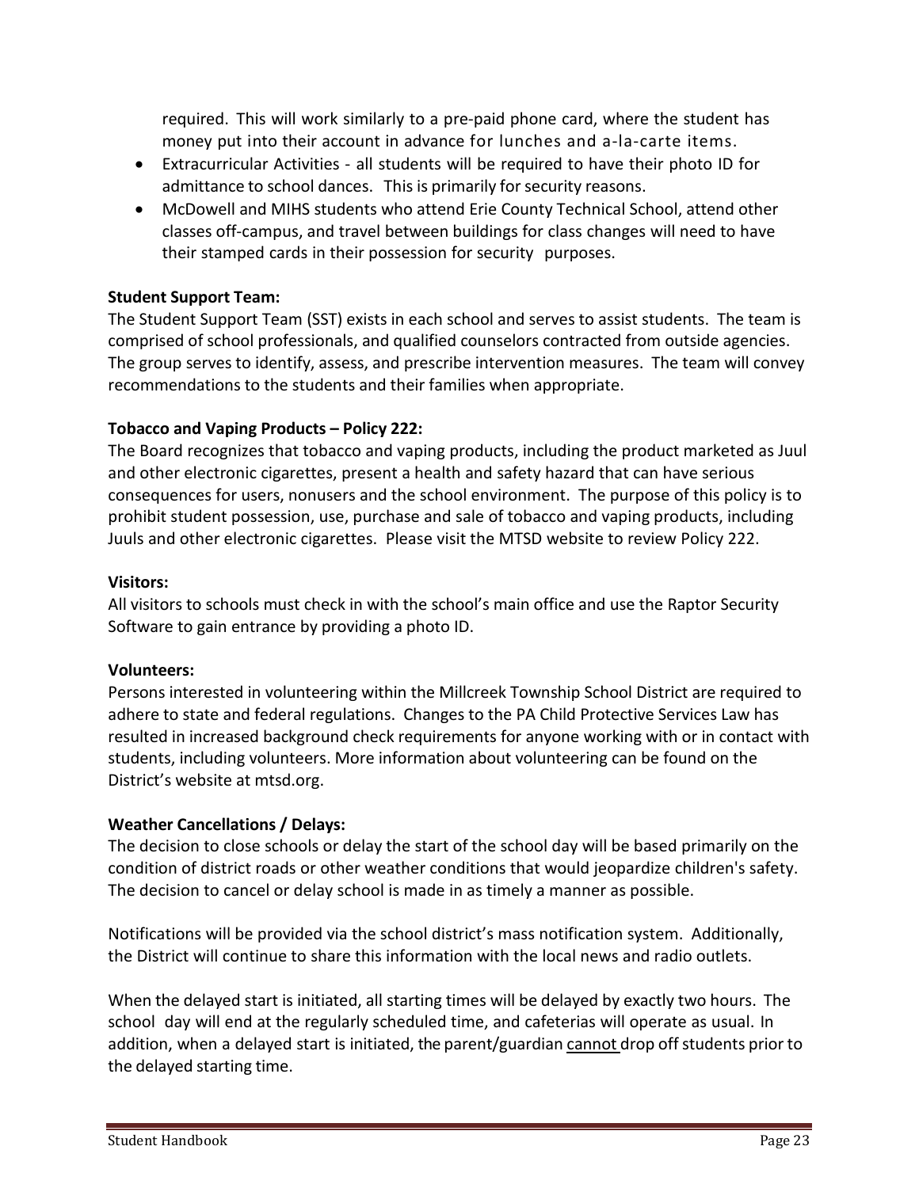required. This will work similarly to a pre-paid phone card, where the student has money put into their account in advance for lunches and a-la-carte items.

- Extracurricular Activities - all students will be required to have their photo ID for admittance to school dances. This is primarily for security reasons.
- McDowell and MIHS students who attend Erie County Technical School, attend other classes off-campus, and travel between buildings for class changes will need to have their stamped cards in their possession for security purposes.

**Student Support Team:**

The Student Support Team (SST) exists in each school and serves to assist students. The team is comprised of school professionals, and qualified counselors contracted from outside agencies. The group serves to identify, assess, and prescribe intervention measures. The team will convey recommendations to the students and their families when appropriate.

**Tobacco and Vaping Products – Policy 222:**

The Board recognizes that tobacco and vaping products, including the product marketed as Juul and other electronic cigarettes, present a health and safety hazard that can have serious consequences for users, nonusers and the school environment. The purpose of this policy is to prohibit student possession, use, purchase and sale of tobacco and vaping products, including Juuls and other electronic cigarettes. Please visit the MTSD website to review Policy 222.

**Visitors:**

All visitors to schools must check in with the school's main office and use the Raptor Security Software to gain entrance by providing a photo ID.

**Volunteers:**

Persons interested in volunteering within the Millcreek Township School District are required to adhere to state and federal regulations. Changes to the PA Child Protective Services Law has resulted in increased background check requirements for anyone working with or in contact with students, including volunteers. More information about volunteering can be found on the District's website at mtsd.org.

**Weather Cancellations / Delays:**

The decision to close schools or delay the start of the school day will be based primarily on the condition of district roads or other weather conditions that would jeopardize children's safety. The decision to cancel or delay school is made in as timely a manner as possible.

Notifications will be provided via the school district's mass notification system. Additionally, the District will continue to share this information with the local news and radio outlets.

When the delayed start is initiated, all starting times will be delayed by exactly two hours. The school day will end at the regularly scheduled time, and cafeterias will operate as usual. In addition, when a delayed start is initiated, the parent/guardian <u>cannot</u> drop off students prior to the delayed starting time.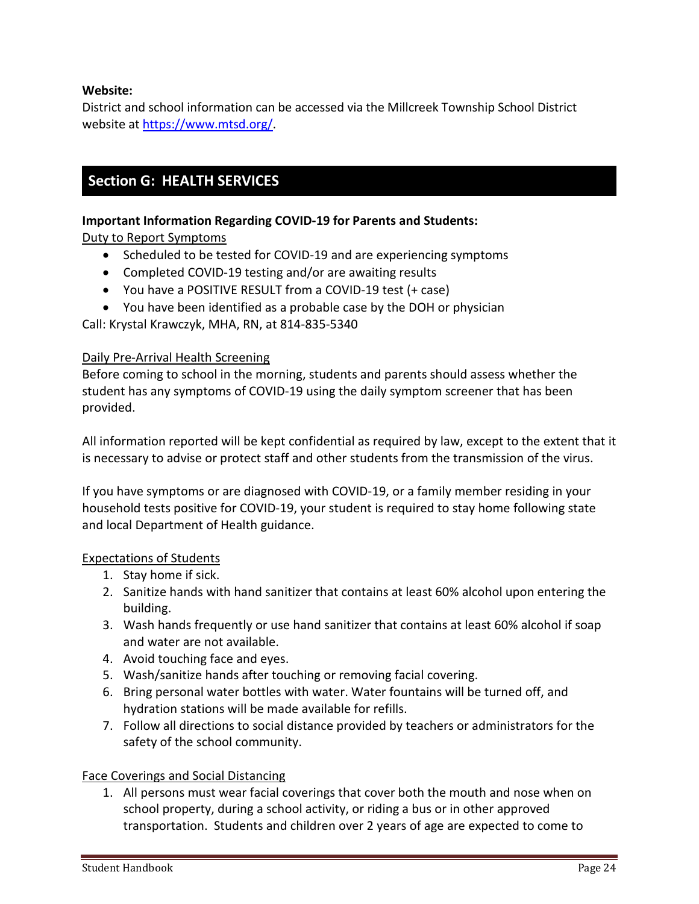**Website:**
District and school information can be accessed via the Millcreek Township School District website at [https://www.mtsd.org/](https://www.mtsd.org/).

## Section G: HEALTH SERVICES

**Important Information Regarding COVID-19 for Parents and Students:**

Duty to Report Symptoms

- Scheduled to be tested for COVID-19 and are experiencing symptoms
- Completed COVID-19 testing and/or are awaiting results
- You have a POSITIVE RESULT from a COVID-19 test (+ case)
- You have been identified as a probable case by the DOH or physician

Call: Krystal Krawczyk, MHA, RN, at 814-835-5340

Daily Pre-Arrival Health Screening

Before coming to school in the morning, students and parents should assess whether the student has any symptoms of COVID-19 using the daily symptom screener that has been provided.

All information reported will be kept confidential as required by law, except to the extent that it is necessary to advise or protect staff and other students from the transmission of the virus.

If you have symptoms or are diagnosed with COVID-19, or a family member residing in your household tests positive for COVID-19, your student is required to stay home following state and local Department of Health guidance.

Expectations of Students

1. Stay home if sick.
2. Sanitize hands with hand sanitizer that contains at least 60% alcohol upon entering the building.
3. Wash hands frequently or use hand sanitizer that contains at least 60% alcohol if soap and water are not available.
4. Avoid touching face and eyes.
5. Wash/sanitize hands after touching or removing facial covering.
6. Bring personal water bottles with water. Water fountains will be turned off, and hydration stations will be made available for refills.
7. Follow all directions to social distance provided by teachers or administrators for the safety of the school community.

Face Coverings and Social Distancing

1. All persons must wear facial coverings that cover both the mouth and nose when on school property, during a school activity, or riding a bus or in other approved transportation. Students and children over 2 years of age are expected to come to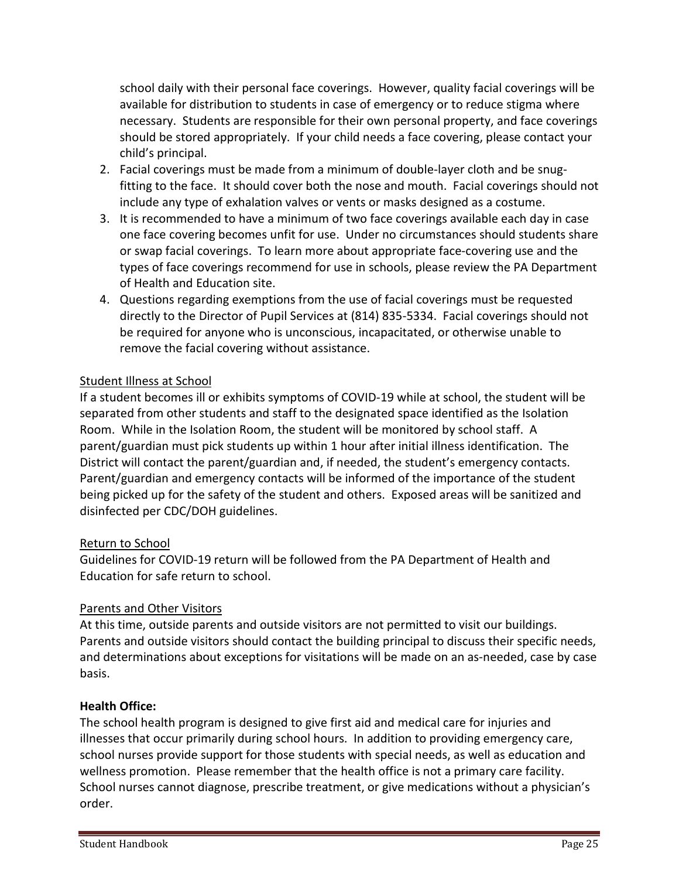school daily with their personal face coverings. However, quality facial coverings will be available for distribution to students in case of emergency or to reduce stigma where necessary. Students are responsible for their own personal property, and face coverings should be stored appropriately. If your child needs a face covering, please contact your child's principal.

2. Facial coverings must be made from a minimum of double-layer cloth and be snug-fitting to the face. It should cover both the nose and mouth. Facial coverings should not include any type of exhalation valves or vents or masks designed as a costume.
3. It is recommended to have a minimum of two face coverings available each day in case one face covering becomes unfit for use. Under no circumstances should students share or swap facial coverings. To learn more about appropriate face-covering use and the types of face coverings recommend for use in schools, please review the PA Department of Health and Education site.
4. Questions regarding exemptions from the use of facial coverings must be requested directly to the Director of Pupil Services at (814) 835-5334. Facial coverings should not be required for anyone who is unconscious, incapacitated, or otherwise unable to remove the facial covering without assistance.

<u>Student Illness at School</u>

If a student becomes ill or exhibits symptoms of COVID-19 while at school, the student will be separated from other students and staff to the designated space identified as the Isolation Room. While in the Isolation Room, the student will be monitored by school staff. A parent/guardian must pick students up within 1 hour after initial illness identification. The District will contact the parent/guardian and, if needed, the student's emergency contacts. Parent/guardian and emergency contacts will be informed of the importance of the student being picked up for the safety of the student and others. Exposed areas will be sanitized and disinfected per CDC/DOH guidelines.

<u>Return to School</u>

Guidelines for COVID-19 return will be followed from the PA Department of Health and Education for safe return to school.

<u>Parents and Other Visitors</u>

At this time, outside parents and outside visitors are not permitted to visit our buildings. Parents and outside visitors should contact the building principal to discuss their specific needs, and determinations about exceptions for visitations will be made on an as-needed, case by case basis.

**Health Office:**

The school health program is designed to give first aid and medical care for injuries and illnesses that occur primarily during school hours. In addition to providing emergency care, school nurses provide support for those students with special needs, as well as education and wellness promotion. Please remember that the health office is not a primary care facility. School nurses cannot diagnose, prescribe treatment, or give medications without a physician's order.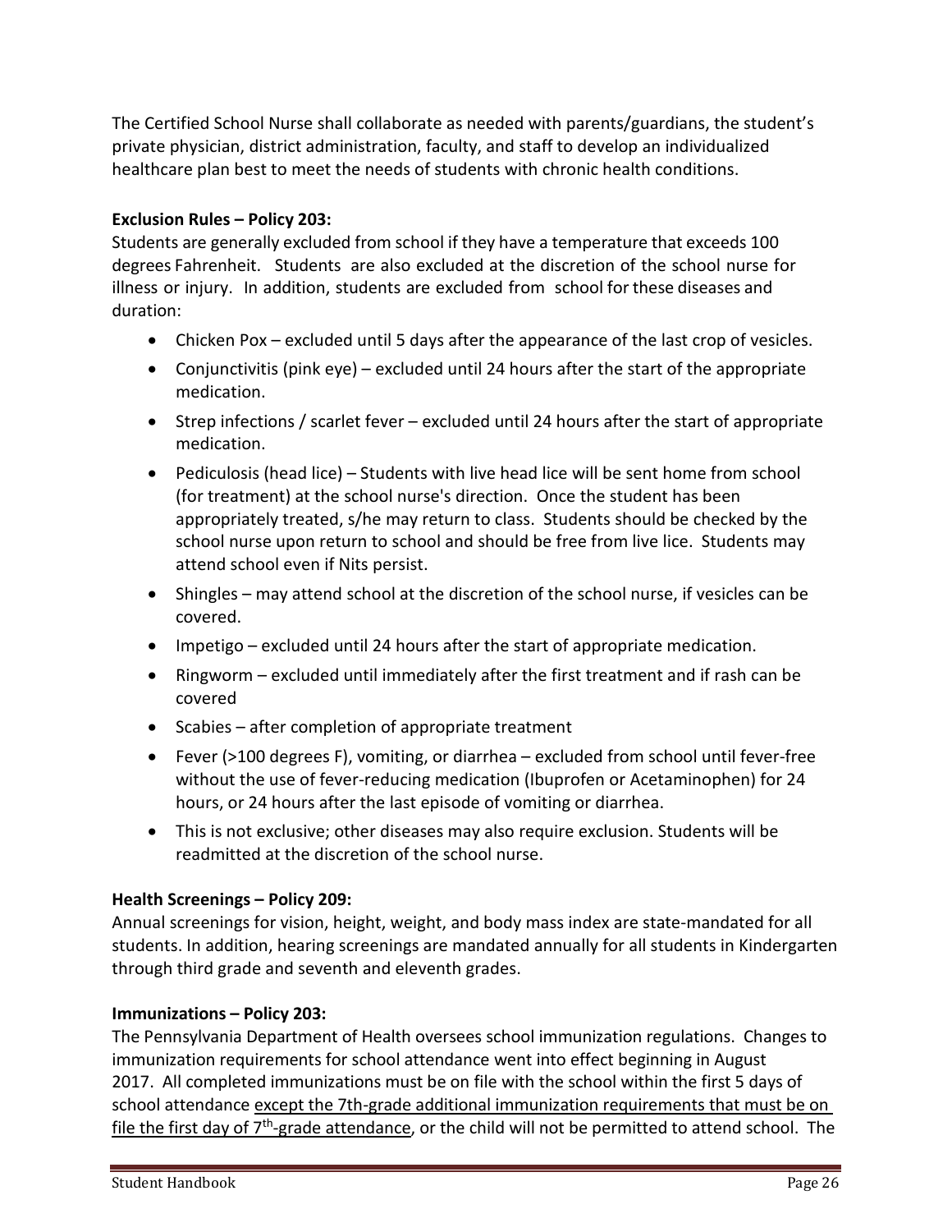The Certified School Nurse shall collaborate as needed with parents/guardians, the student's private physician, district administration, faculty, and staff to develop an individualized healthcare plan best to meet the needs of students with chronic health conditions.

**Exclusion Rules – Policy 203:**
Students are generally excluded from school if they have a temperature that exceeds 100 degrees Fahrenheit. Students are also excluded at the discretion of the school nurse for illness or injury. In addition, students are excluded from school for these diseases and duration:

- Chicken Pox – excluded until 5 days after the appearance of the last crop of vesicles.
- Conjunctivitis (pink eye) – excluded until 24 hours after the start of the appropriate medication.
- Strep infections / scarlet fever – excluded until 24 hours after the start of appropriate medication.
- Pediculosis (head lice) – Students with live head lice will be sent home from school (for treatment) at the school nurse's direction. Once the student has been appropriately treated, s/he may return to class. Students should be checked by the school nurse upon return to school and should be free from live lice. Students may attend school even if Nits persist.
- Shingles – may attend school at the discretion of the school nurse, if vesicles can be covered.
- Impetigo – excluded until 24 hours after the start of appropriate medication.
- Ringworm – excluded until immediately after the first treatment and if rash can be covered
- Scabies – after completion of appropriate treatment
- Fever (>100 degrees F), vomiting, or diarrhea – excluded from school until fever-free without the use of fever-reducing medication (Ibuprofen or Acetaminophen) for 24 hours, or 24 hours after the last episode of vomiting or diarrhea.
- This is not exclusive; other diseases may also require exclusion. Students will be readmitted at the discretion of the school nurse.

**Health Screenings – Policy 209:**
Annual screenings for vision, height, weight, and body mass index are state-mandated for all students. In addition, hearing screenings are mandated annually for all students in Kindergarten through third grade and seventh and eleventh grades.

**Immunizations – Policy 203:**
The Pennsylvania Department of Health oversees school immunization regulations. Changes to immunization requirements for school attendance went into effect beginning in August 2017. All completed immunizations must be on file with the school within the first 5 days of school attendance <u>except the 7th-grade additional immunization requirements that must be on file the first day of 7th-grade attendance</u>, or the child will not be permitted to attend school. The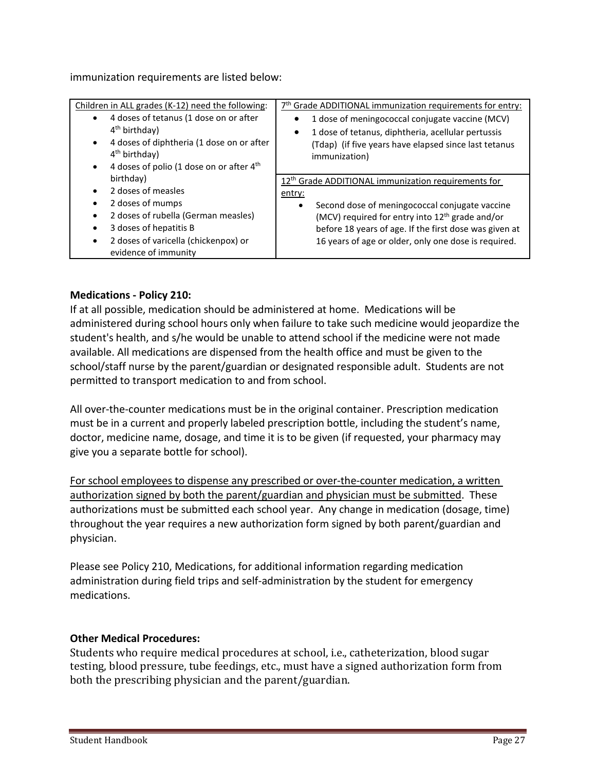immunization requirements are listed below:

| Children in ALL grades (K-12) need the following: | 7th Grade ADDITIONAL immunization requirements for entry: |
|---|---|
| • 4 doses of tetanus (1 dose on or after 4th birthday)<br>• 4 doses of diphtheria (1 dose on or after 4th birthday)<br>• 4 doses of polio (1 dose on or after 4th birthday)<br>• 2 doses of measles<br>• 2 doses of mumps<br>• 2 doses of rubella (German measles)<br>• 3 doses of hepatitis B<br>• 2 doses of varicella (chickenpox) or evidence of immunity | • 1 dose of meningococcal conjugate vaccine (MCV)<br>• 1 dose of tetanus, diphtheria, acellular pertussis (Tdap) (if five years have elapsed since last tetanus immunization)<br><br>12th Grade ADDITIONAL immunization requirements for entry:<br>• Second dose of meningococcal conjugate vaccine (MCV) required for entry into 12th grade and/or before 18 years of age. If the first dose was given at 16 years of age or older, only one dose is required. |

**Medications - Policy 210:**

If at all possible, medication should be administered at home. Medications will be administered during school hours only when failure to take such medicine would jeopardize the student's health, and s/he would be unable to attend school if the medicine were not made available. All medications are dispensed from the health office and must be given to the school/staff nurse by the parent/guardian or designated responsible adult. Students are not permitted to transport medication to and from school.

All over-the-counter medications must be in the original container. Prescription medication must be in a current and properly labeled prescription bottle, including the student's name, doctor, medicine name, dosage, and time it is to be given (if requested, your pharmacy may give you a separate bottle for school).

For school employees to dispense any prescribed or over-the-counter medication, a written authorization signed by both the parent/guardian and physician must be submitted. These authorizations must be submitted each school year. Any change in medication (dosage, time) throughout the year requires a new authorization form signed by both parent/guardian and physician.

Please see Policy 210, Medications, for additional information regarding medication administration during field trips and self-administration by the student for emergency medications.

**Other Medical Procedures:**

Students who require medical procedures at school, i.e., catheterization, blood sugar testing, blood pressure, tube feedings, etc., must have a signed authorization form from both the prescribing physician and the parent/guardian.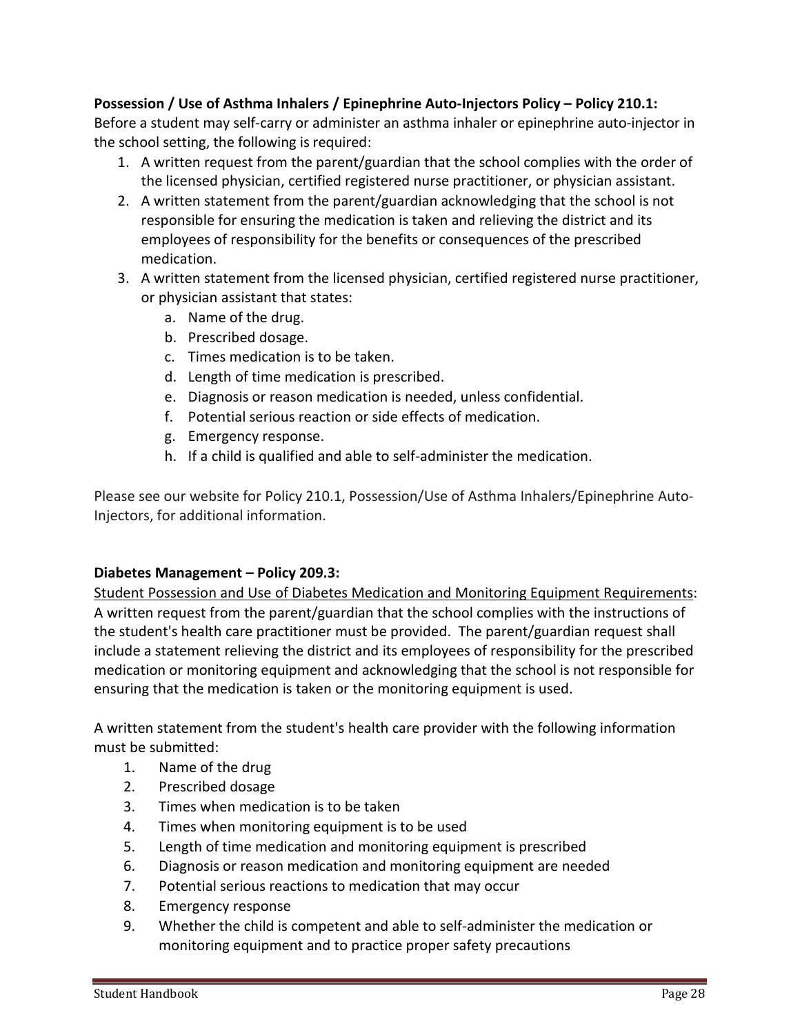**Possession / Use of Asthma Inhalers / Epinephrine Auto-Injectors Policy – Policy 210.1:**
Before a student may self-carry or administer an asthma inhaler or epinephrine auto-injector in the school setting, the following is required:

1. A written request from the parent/guardian that the school complies with the order of the licensed physician, certified registered nurse practitioner, or physician assistant.
2. A written statement from the parent/guardian acknowledging that the school is not responsible for ensuring the medication is taken and relieving the district and its employees of responsibility for the benefits or consequences of the prescribed medication.
3. A written statement from the licensed physician, certified registered nurse practitioner, or physician assistant that states:
   a. Name of the drug.
   b. Prescribed dosage.
   c. Times medication is to be taken.
   d. Length of time medication is prescribed.
   e. Diagnosis or reason medication is needed, unless confidential.
   f. Potential serious reaction or side effects of medication.
   g. Emergency response.
   h. If a child is qualified and able to self-administer the medication.

Please see our website for Policy 210.1, Possession/Use of Asthma Inhalers/Epinephrine Auto-Injectors, for additional information.

**Diabetes Management – Policy 209.3:**
<u>Student Possession and Use of Diabetes Medication and Monitoring Equipment Requirements</u>: A written request from the parent/guardian that the school complies with the instructions of the student's health care practitioner must be provided. The parent/guardian request shall include a statement relieving the district and its employees of responsibility for the prescribed medication or monitoring equipment and acknowledging that the school is not responsible for ensuring that the medication is taken or the monitoring equipment is used.

A written statement from the student's health care provider with the following information must be submitted:

1. Name of the drug
2. Prescribed dosage
3. Times when medication is to be taken
4. Times when monitoring equipment is to be used
5. Length of time medication and monitoring equipment is prescribed
6. Diagnosis or reason medication and monitoring equipment are needed
7. Potential serious reactions to medication that may occur
8. Emergency response
9. Whether the child is competent and able to self-administer the medication or monitoring equipment and to practice proper safety precautions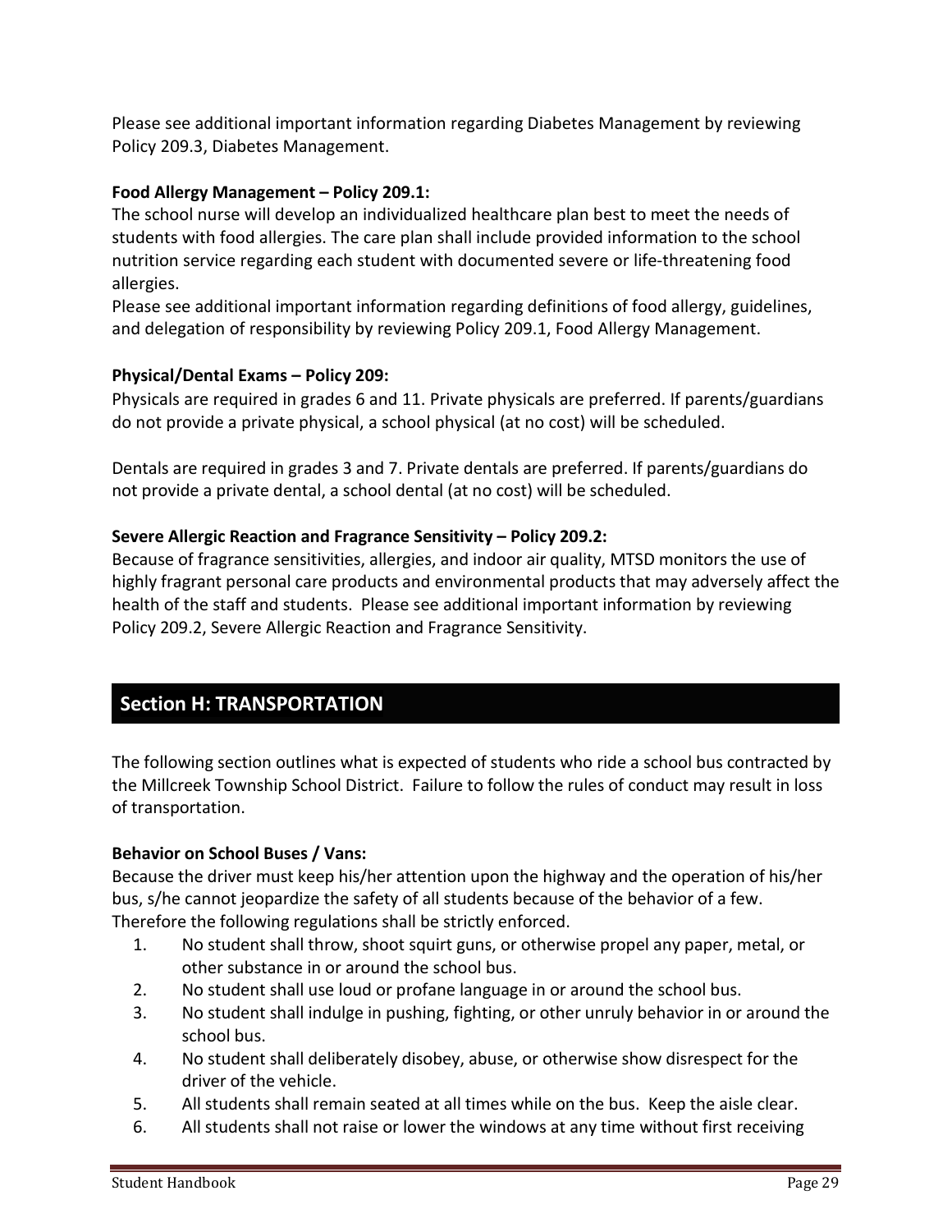Please see additional important information regarding Diabetes Management by reviewing Policy 209.3, Diabetes Management.

**Food Allergy Management – Policy 209.1:**
The school nurse will develop an individualized healthcare plan best to meet the needs of students with food allergies. The care plan shall include provided information to the school nutrition service regarding each student with documented severe or life-threatening food allergies.
Please see additional important information regarding definitions of food allergy, guidelines, and delegation of responsibility by reviewing Policy 209.1, Food Allergy Management.

**Physical/Dental Exams – Policy 209:**
Physicals are required in grades 6 and 11. Private physicals are preferred. If parents/guardians do not provide a private physical, a school physical (at no cost) will be scheduled.

Dentals are required in grades 3 and 7. Private dentals are preferred. If parents/guardians do not provide a private dental, a school dental (at no cost) will be scheduled.

**Severe Allergic Reaction and Fragrance Sensitivity – Policy 209.2:**
Because of fragrance sensitivities, allergies, and indoor air quality, MTSD monitors the use of highly fragrant personal care products and environmental products that may adversely affect the health of the staff and students. Please see additional important information by reviewing Policy 209.2, Severe Allergic Reaction and Fragrance Sensitivity.

## Section H: TRANSPORTATION

The following section outlines what is expected of students who ride a school bus contracted by the Millcreek Township School District. Failure to follow the rules of conduct may result in loss of transportation.

**Behavior on School Buses / Vans:**
Because the driver must keep his/her attention upon the highway and the operation of his/her bus, s/he cannot jeopardize the safety of all students because of the behavior of a few. Therefore the following regulations shall be strictly enforced.

1. No student shall throw, shoot squirt guns, or otherwise propel any paper, metal, or other substance in or around the school bus.
2. No student shall use loud or profane language in or around the school bus.
3. No student shall indulge in pushing, fighting, or other unruly behavior in or around the school bus.
4. No student shall deliberately disobey, abuse, or otherwise show disrespect for the driver of the vehicle.
5. All students shall remain seated at all times while on the bus. Keep the aisle clear.
6. All students shall not raise or lower the windows at any time without first receiving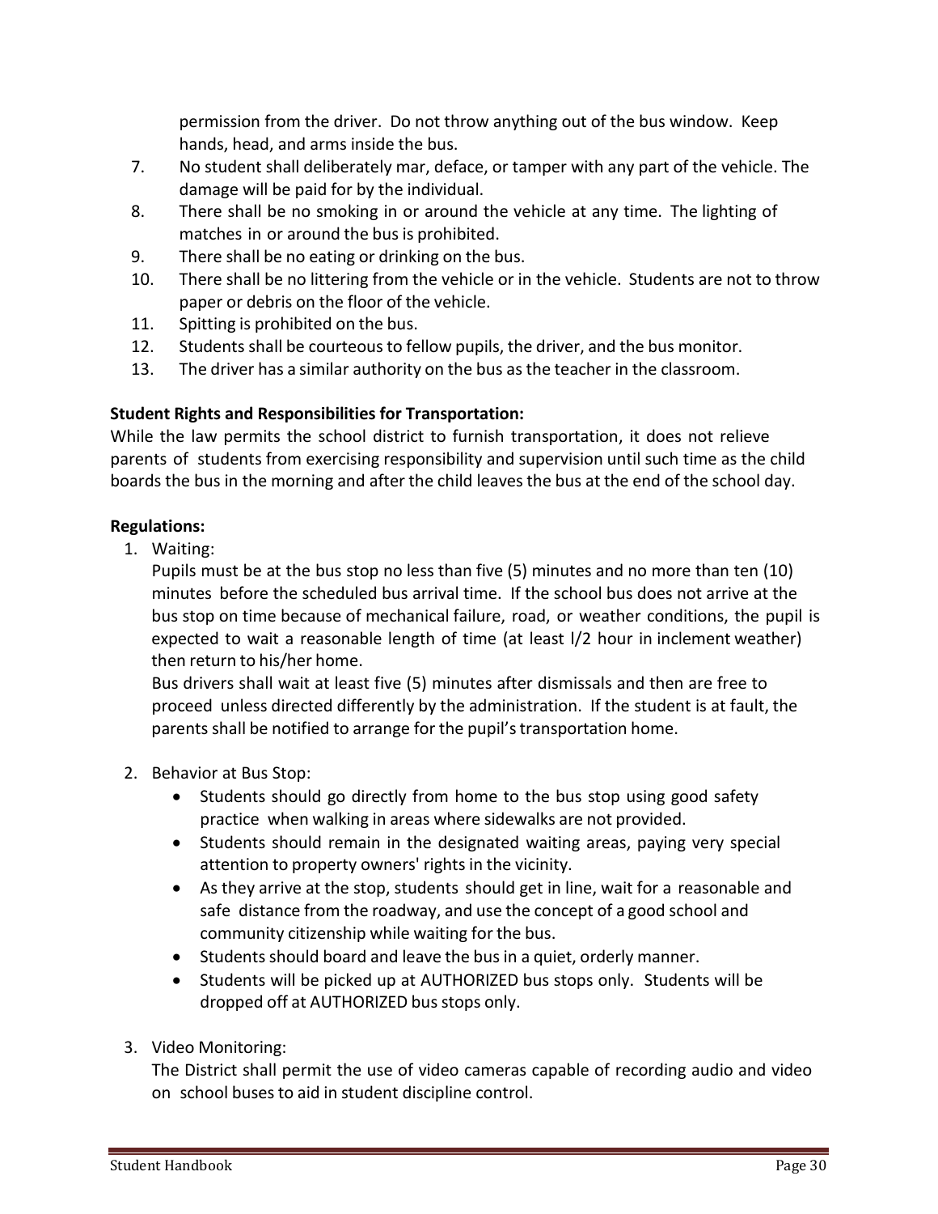permission from the driver. Do not throw anything out of the bus window. Keep hands, head, and arms inside the bus.

7. No student shall deliberately mar, deface, or tamper with any part of the vehicle. The damage will be paid for by the individual.
8. There shall be no smoking in or around the vehicle at any time. The lighting of matches in or around the bus is prohibited.
9. There shall be no eating or drinking on the bus.
10. There shall be no littering from the vehicle or in the vehicle. Students are not to throw paper or debris on the floor of the vehicle.
11. Spitting is prohibited on the bus.
12. Students shall be courteous to fellow pupils, the driver, and the bus monitor.
13. The driver has a similar authority on the bus as the teacher in the classroom.

**Student Rights and Responsibilities for Transportation:**

While the law permits the school district to furnish transportation, it does not relieve parents of students from exercising responsibility and supervision until such time as the child boards the bus in the morning and after the child leaves the bus at the end of the school day.

**Regulations:**

1. Waiting:

   Pupils must be at the bus stop no less than five (5) minutes and no more than ten (10) minutes before the scheduled bus arrival time. If the school bus does not arrive at the bus stop on time because of mechanical failure, road, or weather conditions, the pupil is expected to wait a reasonable length of time (at least l/2 hour in inclement weather) then return to his/her home.

   Bus drivers shall wait at least five (5) minutes after dismissals and then are free to proceed unless directed differently by the administration. If the student is at fault, the parents shall be notified to arrange for the pupil's transportation home.

2. Behavior at Bus Stop:
   - Students should go directly from home to the bus stop using good safety practice when walking in areas where sidewalks are not provided.
   - Students should remain in the designated waiting areas, paying very special attention to property owners' rights in the vicinity.
   - As they arrive at the stop, students should get in line, wait for a reasonable and safe distance from the roadway, and use the concept of a good school and community citizenship while waiting for the bus.
   - Students should board and leave the bus in a quiet, orderly manner.
   - Students will be picked up at AUTHORIZED bus stops only. Students will be dropped off at AUTHORIZED bus stops only.

3. Video Monitoring:

   The District shall permit the use of video cameras capable of recording audio and video on school buses to aid in student discipline control.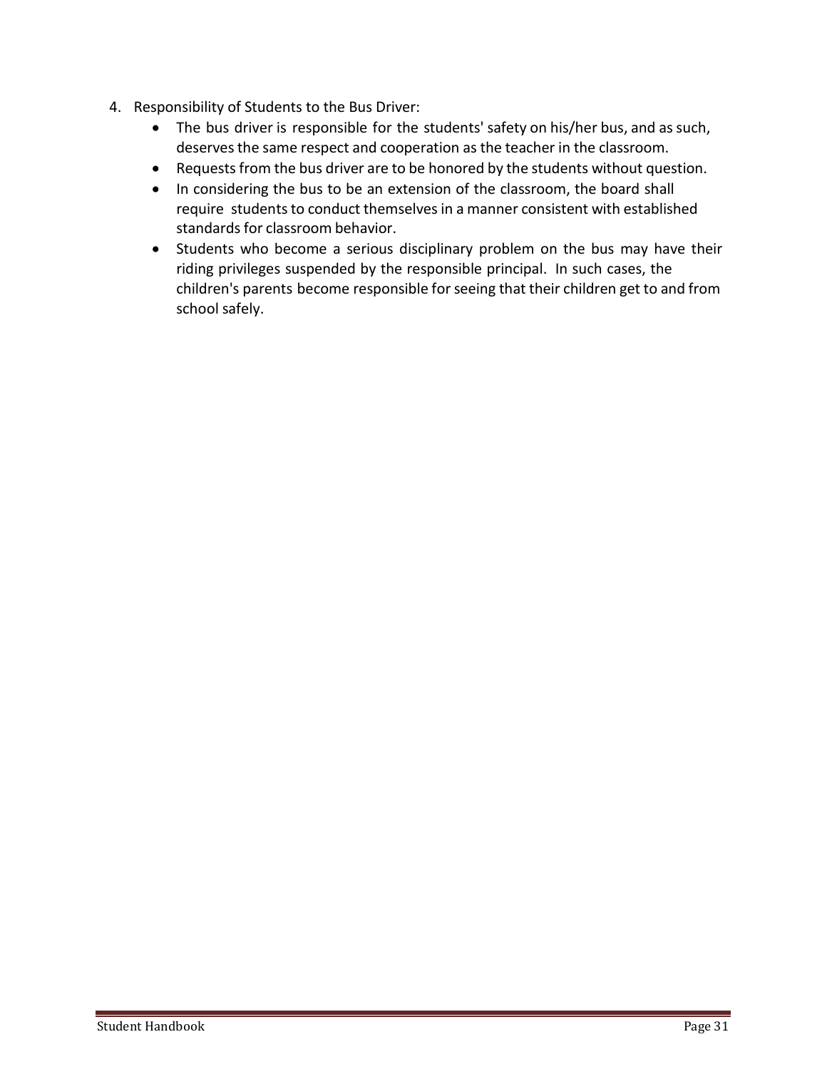4. Responsibility of Students to the Bus Driver:
    - The bus driver is responsible for the students' safety on his/her bus, and as such, deserves the same respect and cooperation as the teacher in the classroom.
    - Requests from the bus driver are to be honored by the students without question.
    - In considering the bus to be an extension of the classroom, the board shall require students to conduct themselves in a manner consistent with established standards for classroom behavior.
    - Students who become a serious disciplinary problem on the bus may have their riding privileges suspended by the responsible principal. In such cases, the children's parents become responsible for seeing that their children get to and from school safely.